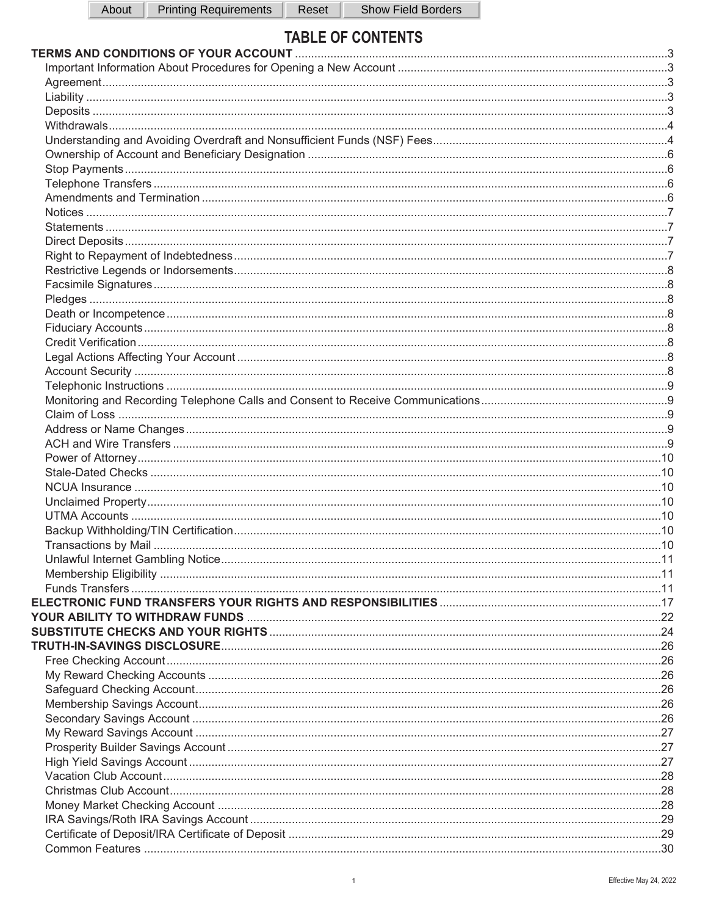About | Printing Requirements | Reset | Show Field Borders

# TABLE OF CONTENTS

**TERMS AND CONDITIONS OF YOUR ACCOUNT** .....3
- Important Information About Procedures for Opening a New Account .....3
- Agreement .....3
- Liability .....3
- Deposits .....3
- Withdrawals .....4
- Understanding and Avoiding Overdraft and Nonsufficient Funds (NSF) Fees .....4
- Ownership of Account and Beneficiary Designation .....6
- Stop Payments .....6
- Telephone Transfers .....6
- Amendments and Termination .....6
- Notices .....7
- Statements .....7
- Direct Deposits .....7
- Right to Repayment of Indebtedness .....7
- Restrictive Legends or Indorsements .....8
- Facsimile Signatures .....8
- Pledges .....8
- Death or Incompetence .....8
- Fiduciary Accounts .....8
- Credit Verification .....8
- Legal Actions Affecting Your Account .....8
- Account Security .....8
- Telephonic Instructions .....9
- Monitoring and Recording Telephone Calls and Consent to Receive Communications .....9
- Claim of Loss .....9
- Address or Name Changes .....9
- ACH and Wire Transfers .....9
- Power of Attorney .....10
- Stale-Dated Checks .....10
- NCUA Insurance .....10
- Unclaimed Property .....10
- UTMA Accounts .....10
- Backup Withholding/TIN Certification .....10
- Transactions by Mail .....10
- Unlawful Internet Gambling Notice .....11
- Membership Eligibility .....11
- Funds Transfers .....11

**ELECTRONIC FUND TRANSFERS YOUR RIGHTS AND RESPONSIBILITIES** .....17

**YOUR ABILITY TO WITHDRAW FUNDS** .....22

**SUBSTITUTE CHECKS AND YOUR RIGHTS** .....24

**TRUTH-IN-SAVINGS DISCLOSURE** .....26
- Free Checking Account .....26
- My Reward Checking Accounts .....26
- Safeguard Checking Account .....26
- Membership Savings Account .....26
- Secondary Savings Account .....26
- My Reward Savings Account .....27
- Prosperity Builder Savings Account .....27
- High Yield Savings Account .....27
- Vacation Club Account .....28
- Christmas Club Account .....28
- Money Market Checking Account .....28
- IRA Savings/Roth IRA Savings Account .....29
- Certificate of Deposit/IRA Certificate of Deposit .....29
- Common Features .....30

Effective May 24, 2022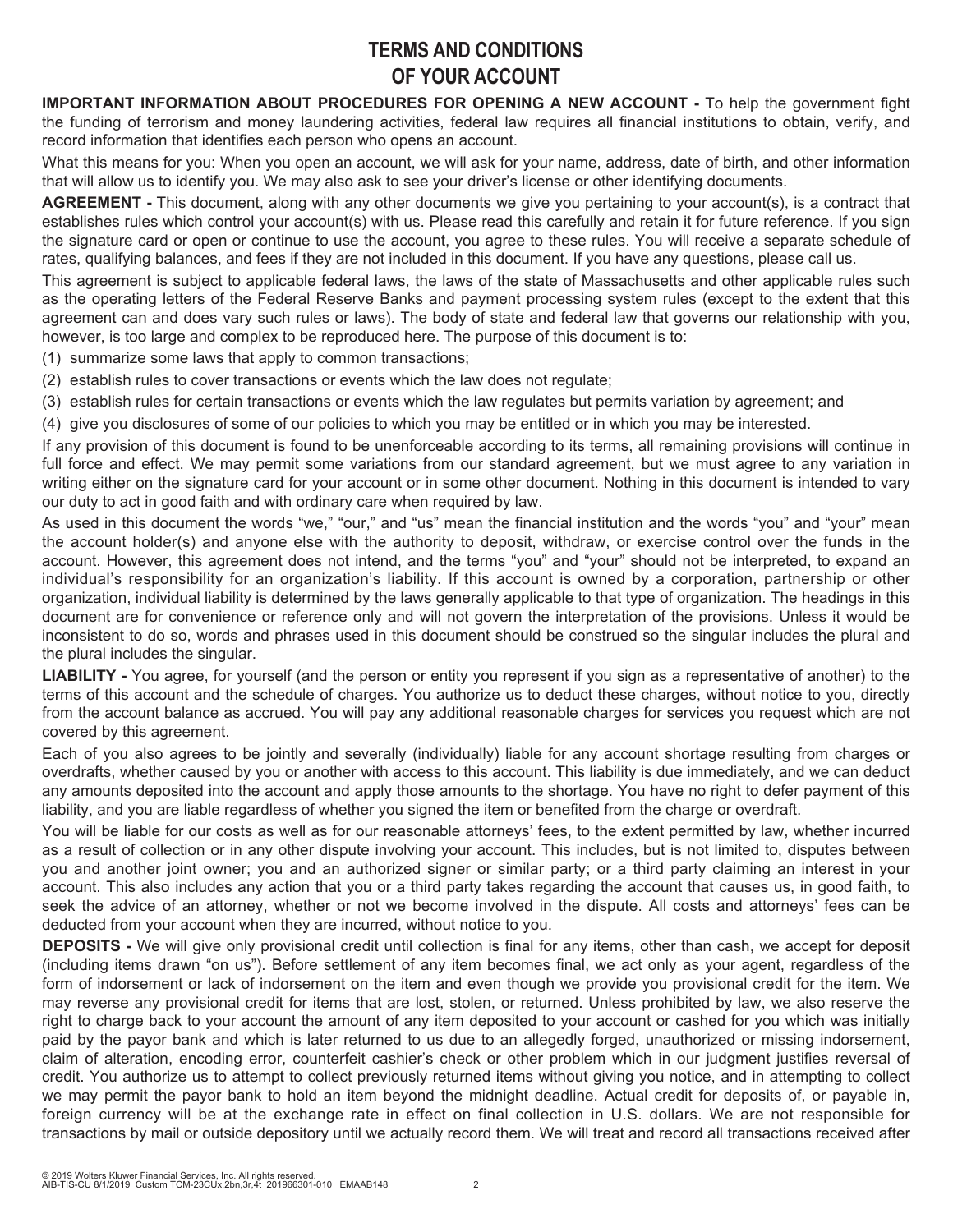# TERMS AND CONDITIONS OF YOUR ACCOUNT

**IMPORTANT INFORMATION ABOUT PROCEDURES FOR OPENING A NEW ACCOUNT -** To help the government fight the funding of terrorism and money laundering activities, federal law requires all financial institutions to obtain, verify, and record information that identifies each person who opens an account.

What this means for you: When you open an account, we will ask for your name, address, date of birth, and other information that will allow us to identify you. We may also ask to see your driver's license or other identifying documents.

**AGREEMENT -** This document, along with any other documents we give you pertaining to your account(s), is a contract that establishes rules which control your account(s) with us. Please read this carefully and retain it for future reference. If you sign the signature card or open or continue to use the account, you agree to these rules. You will receive a separate schedule of rates, qualifying balances, and fees if they are not included in this document. If you have any questions, please call us.

This agreement is subject to applicable federal laws, the laws of the state of Massachusetts and other applicable rules such as the operating letters of the Federal Reserve Banks and payment processing system rules (except to the extent that this agreement can and does vary such rules or laws). The body of state and federal law that governs our relationship with you, however, is too large and complex to be reproduced here. The purpose of this document is to:

(1) summarize some laws that apply to common transactions;

(2) establish rules to cover transactions or events which the law does not regulate;

(3) establish rules for certain transactions or events which the law regulates but permits variation by agreement; and

(4) give you disclosures of some of our policies to which you may be entitled or in which you may be interested.

If any provision of this document is found to be unenforceable according to its terms, all remaining provisions will continue in full force and effect. We may permit some variations from our standard agreement, but we must agree to any variation in writing either on the signature card for your account or in some other document. Nothing in this document is intended to vary our duty to act in good faith and with ordinary care when required by law.

As used in this document the words "we," "our," and "us" mean the financial institution and the words "you" and "your" mean the account holder(s) and anyone else with the authority to deposit, withdraw, or exercise control over the funds in the account. However, this agreement does not intend, and the terms "you" and "your" should not be interpreted, to expand an individual's responsibility for an organization's liability. If this account is owned by a corporation, partnership or other organization, individual liability is determined by the laws generally applicable to that type of organization. The headings in this document are for convenience or reference only and will not govern the interpretation of the provisions. Unless it would be inconsistent to do so, words and phrases used in this document should be construed so the singular includes the plural and the plural includes the singular.

**LIABILITY -** You agree, for yourself (and the person or entity you represent if you sign as a representative of another) to the terms of this account and the schedule of charges. You authorize us to deduct these charges, without notice to you, directly from the account balance as accrued. You will pay any additional reasonable charges for services you request which are not covered by this agreement.

Each of you also agrees to be jointly and severally (individually) liable for any account shortage resulting from charges or overdrafts, whether caused by you or another with access to this account. This liability is due immediately, and we can deduct any amounts deposited into the account and apply those amounts to the shortage. You have no right to defer payment of this liability, and you are liable regardless of whether you signed the item or benefited from the charge or overdraft.

You will be liable for our costs as well as for our reasonable attorneys' fees, to the extent permitted by law, whether incurred as a result of collection or in any other dispute involving your account. This includes, but is not limited to, disputes between you and another joint owner; you and an authorized signer or similar party; or a third party claiming an interest in your account. This also includes any action that you or a third party takes regarding the account that causes us, in good faith, to seek the advice of an attorney, whether or not we become involved in the dispute. All costs and attorneys' fees can be deducted from your account when they are incurred, without notice to you.

**DEPOSITS -** We will give only provisional credit until collection is final for any items, other than cash, we accept for deposit (including items drawn "on us"). Before settlement of any item becomes final, we act only as your agent, regardless of the form of indorsement or lack of indorsement on the item and even though we provide you provisional credit for the item. We may reverse any provisional credit for items that are lost, stolen, or returned. Unless prohibited by law, we also reserve the right to charge back to your account the amount of any item deposited to your account or cashed for you which was initially paid by the payor bank and which is later returned to us due to an allegedly forged, unauthorized or missing indorsement, claim of alteration, encoding error, counterfeit cashier's check or other problem which in our judgment justifies reversal of credit. You authorize us to attempt to collect previously returned items without giving you notice, and in attempting to collect we may permit the payor bank to hold an item beyond the midnight deadline. Actual credit for deposits of, or payable in, foreign currency will be at the exchange rate in effect on final collection in U.S. dollars. We are not responsible for transactions by mail or outside depository until we actually record them. We will treat and record all transactions received after

© 2019 Wolters Kluwer Financial Services, Inc. All rights reserved.
AIB-TIS-CU 8/1/2019 Custom TCM-23CUx,2bn,3r,4t 201966301-010 EMAAB148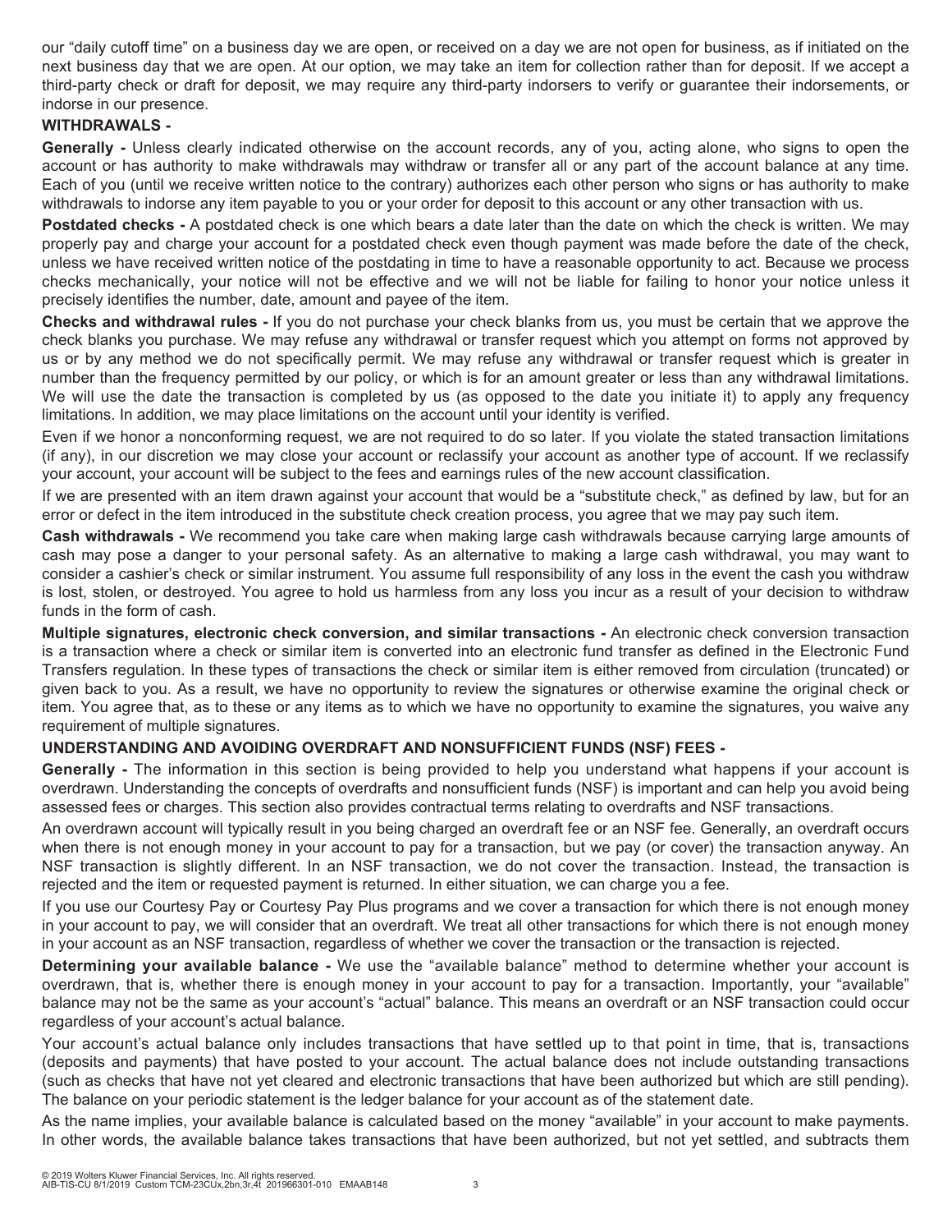our "daily cutoff time" on a business day we are open, or received on a day we are not open for business, as if initiated on the next business day that we are open. At our option, we may take an item for collection rather than for deposit. If we accept a third-party check or draft for deposit, we may require any third-party indorsers to verify or guarantee their indorsements, or indorse in our presence.

**WITHDRAWALS -**

**Generally -** Unless clearly indicated otherwise on the account records, any of you, acting alone, who signs to open the account or has authority to make withdrawals may withdraw or transfer all or any part of the account balance at any time. Each of you (until we receive written notice to the contrary) authorizes each other person who signs or has authority to make withdrawals to indorse any item payable to you or your order for deposit to this account or any other transaction with us.

**Postdated checks -** A postdated check is one which bears a date later than the date on which the check is written. We may properly pay and charge your account for a postdated check even though payment was made before the date of the check, unless we have received written notice of the postdating in time to have a reasonable opportunity to act. Because we process checks mechanically, your notice will not be effective and we will not be liable for failing to honor your notice unless it precisely identifies the number, date, amount and payee of the item.

**Checks and withdrawal rules -** If you do not purchase your check blanks from us, you must be certain that we approve the check blanks you purchase. We may refuse any withdrawal or transfer request which you attempt on forms not approved by us or by any method we do not specifically permit. We may refuse any withdrawal or transfer request which is greater in number than the frequency permitted by our policy, or which is for an amount greater or less than any withdrawal limitations. We will use the date the transaction is completed by us (as opposed to the date you initiate it) to apply any frequency limitations. In addition, we may place limitations on the account until your identity is verified.

Even if we honor a nonconforming request, we are not required to do so later. If you violate the stated transaction limitations (if any), in our discretion we may close your account or reclassify your account as another type of account. If we reclassify your account, your account will be subject to the fees and earnings rules of the new account classification.

If we are presented with an item drawn against your account that would be a "substitute check," as defined by law, but for an error or defect in the item introduced in the substitute check creation process, you agree that we may pay such item.

**Cash withdrawals -** We recommend you take care when making large cash withdrawals because carrying large amounts of cash may pose a danger to your personal safety. As an alternative to making a large cash withdrawal, you may want to consider a cashier's check or similar instrument. You assume full responsibility of any loss in the event the cash you withdraw is lost, stolen, or destroyed. You agree to hold us harmless from any loss you incur as a result of your decision to withdraw funds in the form of cash.

**Multiple signatures, electronic check conversion, and similar transactions -** An electronic check conversion transaction is a transaction where a check or similar item is converted into an electronic fund transfer as defined in the Electronic Fund Transfers regulation. In these types of transactions the check or similar item is either removed from circulation (truncated) or given back to you. As a result, we have no opportunity to review the signatures or otherwise examine the original check or item. You agree that, as to these or any items as to which we have no opportunity to examine the signatures, you waive any requirement of multiple signatures.

**UNDERSTANDING AND AVOIDING OVERDRAFT AND NONSUFFICIENT FUNDS (NSF) FEES -**

**Generally -** The information in this section is being provided to help you understand what happens if your account is overdrawn. Understanding the concepts of overdrafts and nonsufficient funds (NSF) is important and can help you avoid being assessed fees or charges. This section also provides contractual terms relating to overdrafts and NSF transactions.

An overdrawn account will typically result in you being charged an overdraft fee or an NSF fee. Generally, an overdraft occurs when there is not enough money in your account to pay for a transaction, but we pay (or cover) the transaction anyway. An NSF transaction is slightly different. In an NSF transaction, we do not cover the transaction. Instead, the transaction is rejected and the item or requested payment is returned. In either situation, we can charge you a fee.

If you use our Courtesy Pay or Courtesy Pay Plus programs and we cover a transaction for which there is not enough money in your account to pay, we will consider that an overdraft. We treat all other transactions for which there is not enough money in your account as an NSF transaction, regardless of whether we cover the transaction or the transaction is rejected.

**Determining your available balance -** We use the "available balance" method to determine whether your account is overdrawn, that is, whether there is enough money in your account to pay for a transaction. Importantly, your "available" balance may not be the same as your account's "actual" balance. This means an overdraft or an NSF transaction could occur regardless of your account's actual balance.

Your account's actual balance only includes transactions that have settled up to that point in time, that is, transactions (deposits and payments) that have posted to your account. The actual balance does not include outstanding transactions (such as checks that have not yet cleared and electronic transactions that have been authorized but which are still pending). The balance on your periodic statement is the ledger balance for your account as of the statement date.

As the name implies, your available balance is calculated based on the money "available" in your account to make payments. In other words, the available balance takes transactions that have been authorized, but not yet settled, and subtracts them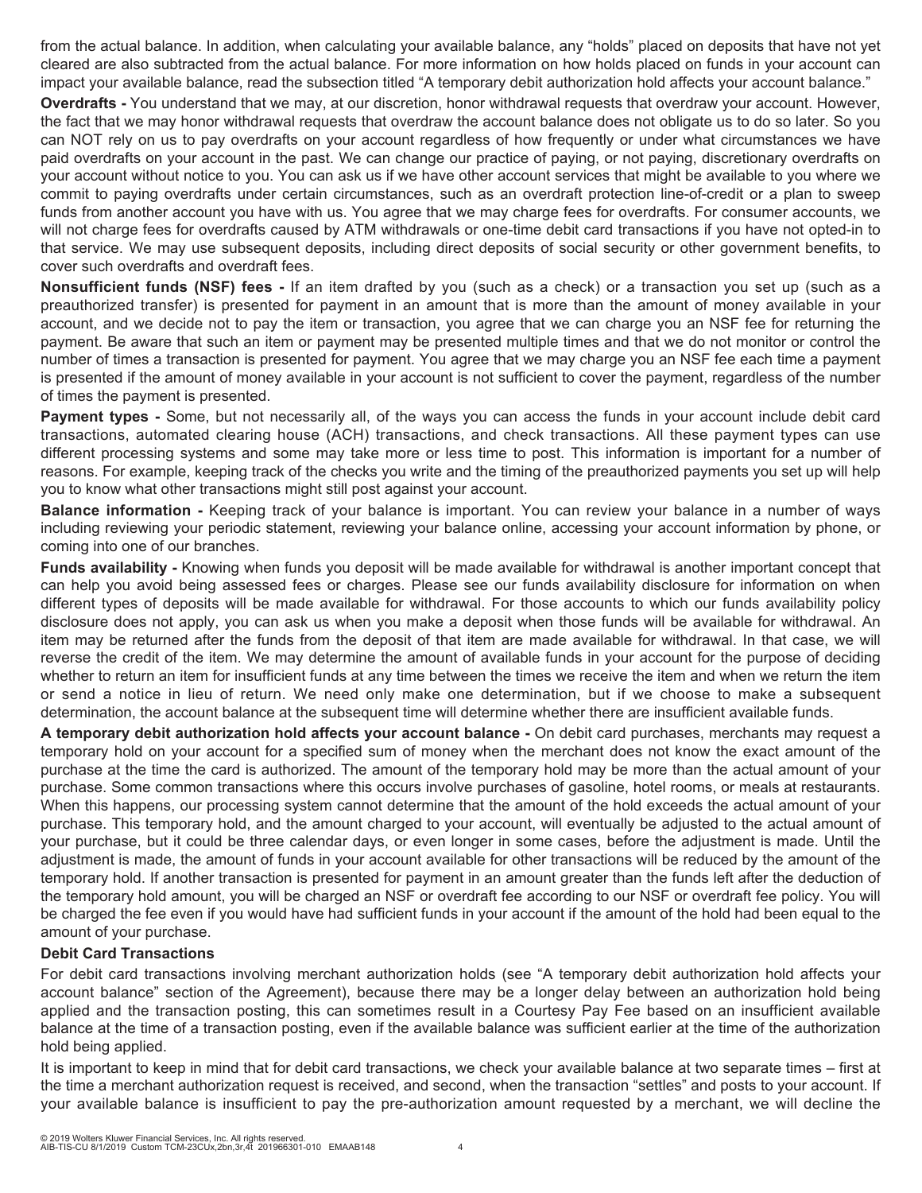from the actual balance. In addition, when calculating your available balance, any "holds" placed on deposits that have not yet cleared are also subtracted from the actual balance. For more information on how holds placed on funds in your account can impact your available balance, read the subsection titled "A temporary debit authorization hold affects your account balance."

**Overdrafts -** You understand that we may, at our discretion, honor withdrawal requests that overdraw your account. However, the fact that we may honor withdrawal requests that overdraw the account balance does not obligate us to do so later. So you can NOT rely on us to pay overdrafts on your account regardless of how frequently or under what circumstances we have paid overdrafts on your account in the past. We can change our practice of paying, or not paying, discretionary overdrafts on your account without notice to you. You can ask us if we have other account services that might be available to you where we commit to paying overdrafts under certain circumstances, such as an overdraft protection line-of-credit or a plan to sweep funds from another account you have with us. You agree that we may charge fees for overdrafts. For consumer accounts, we will not charge fees for overdrafts caused by ATM withdrawals or one-time debit card transactions if you have not opted-in to that service. We may use subsequent deposits, including direct deposits of social security or other government benefits, to cover such overdrafts and overdraft fees.

**Nonsufficient funds (NSF) fees -** If an item drafted by you (such as a check) or a transaction you set up (such as a preauthorized transfer) is presented for payment in an amount that is more than the amount of money available in your account, and we decide not to pay the item or transaction, you agree that we can charge you an NSF fee for returning the payment. Be aware that such an item or payment may be presented multiple times and that we do not monitor or control the number of times a transaction is presented for payment. You agree that we may charge you an NSF fee each time a payment is presented if the amount of money available in your account is not sufficient to cover the payment, regardless of the number of times the payment is presented.

**Payment types -** Some, but not necessarily all, of the ways you can access the funds in your account include debit card transactions, automated clearing house (ACH) transactions, and check transactions. All these payment types can use different processing systems and some may take more or less time to post. This information is important for a number of reasons. For example, keeping track of the checks you write and the timing of the preauthorized payments you set up will help you to know what other transactions might still post against your account.

**Balance information -** Keeping track of your balance is important. You can review your balance in a number of ways including reviewing your periodic statement, reviewing your balance online, accessing your account information by phone, or coming into one of our branches.

**Funds availability -** Knowing when funds you deposit will be made available for withdrawal is another important concept that can help you avoid being assessed fees or charges. Please see our funds availability disclosure for information on when different types of deposits will be made available for withdrawal. For those accounts to which our funds availability policy disclosure does not apply, you can ask us when you make a deposit when those funds will be available for withdrawal. An item may be returned after the funds from the deposit of that item are made available for withdrawal. In that case, we will reverse the credit of the item. We may determine the amount of available funds in your account for the purpose of deciding whether to return an item for insufficient funds at any time between the times we receive the item and when we return the item or send a notice in lieu of return. We need only make one determination, but if we choose to make a subsequent determination, the account balance at the subsequent time will determine whether there are insufficient available funds.

**A temporary debit authorization hold affects your account balance -** On debit card purchases, merchants may request a temporary hold on your account for a specified sum of money when the merchant does not know the exact amount of the purchase at the time the card is authorized. The amount of the temporary hold may be more than the actual amount of your purchase. Some common transactions where this occurs involve purchases of gasoline, hotel rooms, or meals at restaurants. When this happens, our processing system cannot determine that the amount of the hold exceeds the actual amount of your purchase. This temporary hold, and the amount charged to your account, will eventually be adjusted to the actual amount of your purchase, but it could be three calendar days, or even longer in some cases, before the adjustment is made. Until the adjustment is made, the amount of funds in your account available for other transactions will be reduced by the amount of the temporary hold. If another transaction is presented for payment in an amount greater than the funds left after the deduction of the temporary hold amount, you will be charged an NSF or overdraft fee according to our NSF or overdraft fee policy. You will be charged the fee even if you would have had sufficient funds in your account if the amount of the hold had been equal to the amount of your purchase.

**Debit Card Transactions**

For debit card transactions involving merchant authorization holds (see "A temporary debit authorization hold affects your account balance" section of the Agreement), because there may be a longer delay between an authorization hold being applied and the transaction posting, this can sometimes result in a Courtesy Pay Fee based on an insufficient available balance at the time of a transaction posting, even if the available balance was sufficient earlier at the time of the authorization hold being applied.

It is important to keep in mind that for debit card transactions, we check your available balance at two separate times – first at the time a merchant authorization request is received, and second, when the transaction "settles" and posts to your account. If your available balance is insufficient to pay the pre-authorization amount requested by a merchant, we will decline the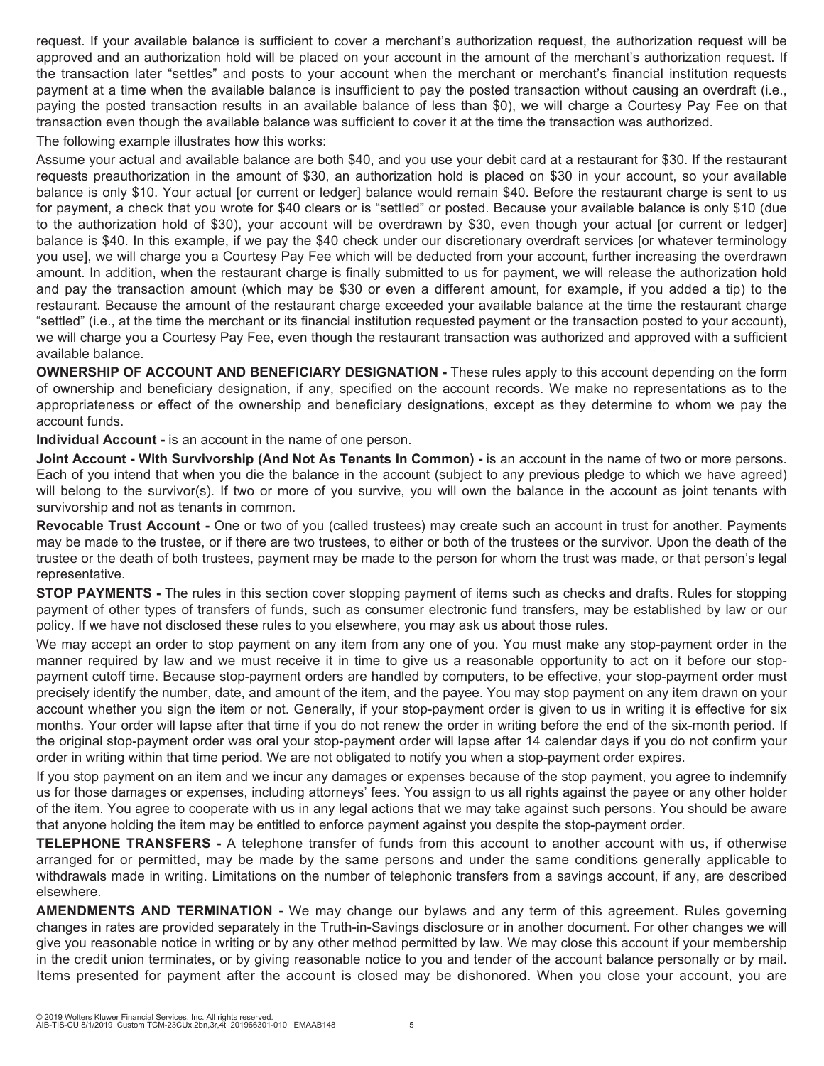request. If your available balance is sufficient to cover a merchant's authorization request, the authorization request will be approved and an authorization hold will be placed on your account in the amount of the merchant's authorization request. If the transaction later "settles" and posts to your account when the merchant or merchant's financial institution requests payment at a time when the available balance is insufficient to pay the posted transaction without causing an overdraft (i.e., paying the posted transaction results in an available balance of less than $0), we will charge a Courtesy Pay Fee on that transaction even though the available balance was sufficient to cover it at the time the transaction was authorized.

The following example illustrates how this works:

Assume your actual and available balance are both $40, and you use your debit card at a restaurant for $30. If the restaurant requests preauthorization in the amount of $30, an authorization hold is placed on $30 in your account, so your available balance is only $10. Your actual [or current or ledger] balance would remain $40. Before the restaurant charge is sent to us for payment, a check that you wrote for $40 clears or is "settled" or posted. Because your available balance is only $10 (due to the authorization hold of $30), your account will be overdrawn by $30, even though your actual [or current or ledger] balance is $40. In this example, if we pay the $40 check under our discretionary overdraft services [or whatever terminology you use], we will charge you a Courtesy Pay Fee which will be deducted from your account, further increasing the overdrawn amount. In addition, when the restaurant charge is finally submitted to us for payment, we will release the authorization hold and pay the transaction amount (which may be $30 or even a different amount, for example, if you added a tip) to the restaurant. Because the amount of the restaurant charge exceeded your available balance at the time the restaurant charge "settled" (i.e., at the time the merchant or its financial institution requested payment or the transaction posted to your account), we will charge you a Courtesy Pay Fee, even though the restaurant transaction was authorized and approved with a sufficient available balance.

**OWNERSHIP OF ACCOUNT AND BENEFICIARY DESIGNATION -** These rules apply to this account depending on the form of ownership and beneficiary designation, if any, specified on the account records. We make no representations as to the appropriateness or effect of the ownership and beneficiary designations, except as they determine to whom we pay the account funds.

**Individual Account -** is an account in the name of one person.

**Joint Account - With Survivorship (And Not As Tenants In Common) -** is an account in the name of two or more persons. Each of you intend that when you die the balance in the account (subject to any previous pledge to which we have agreed) will belong to the survivor(s). If two or more of you survive, you will own the balance in the account as joint tenants with survivorship and not as tenants in common.

**Revocable Trust Account -** One or two of you (called trustees) may create such an account in trust for another. Payments may be made to the trustee, or if there are two trustees, to either or both of the trustees or the survivor. Upon the death of the trustee or the death of both trustees, payment may be made to the person for whom the trust was made, or that person's legal representative.

**STOP PAYMENTS -** The rules in this section cover stopping payment of items such as checks and drafts. Rules for stopping payment of other types of transfers of funds, such as consumer electronic fund transfers, may be established by law or our policy. If we have not disclosed these rules to you elsewhere, you may ask us about those rules.

We may accept an order to stop payment on any item from any one of you. You must make any stop-payment order in the manner required by law and we must receive it in time to give us a reasonable opportunity to act on it before our stop-payment cutoff time. Because stop-payment orders are handled by computers, to be effective, your stop-payment order must precisely identify the number, date, and amount of the item, and the payee. You may stop payment on any item drawn on your account whether you sign the item or not. Generally, if your stop-payment order is given to us in writing it is effective for six months. Your order will lapse after that time if you do not renew the order in writing before the end of the six-month period. If the original stop-payment order was oral your stop-payment order will lapse after 14 calendar days if you do not confirm your order in writing within that time period. We are not obligated to notify you when a stop-payment order expires.

If you stop payment on an item and we incur any damages or expenses because of the stop payment, you agree to indemnify us for those damages or expenses, including attorneys' fees. You assign to us all rights against the payee or any other holder of the item. You agree to cooperate with us in any legal actions that we may take against such persons. You should be aware that anyone holding the item may be entitled to enforce payment against you despite the stop-payment order.

**TELEPHONE TRANSFERS -** A telephone transfer of funds from this account to another account with us, if otherwise arranged for or permitted, may be made by the same persons and under the same conditions generally applicable to withdrawals made in writing. Limitations on the number of telephonic transfers from a savings account, if any, are described elsewhere.

**AMENDMENTS AND TERMINATION -** We may change our bylaws and any term of this agreement. Rules governing changes in rates are provided separately in the Truth-in-Savings disclosure or in another document. For other changes we will give you reasonable notice in writing or by any other method permitted by law. We may close this account if your membership in the credit union terminates, or by giving reasonable notice to you and tender of the account balance personally or by mail. Items presented for payment after the account is closed may be dishonored. When you close your account, you are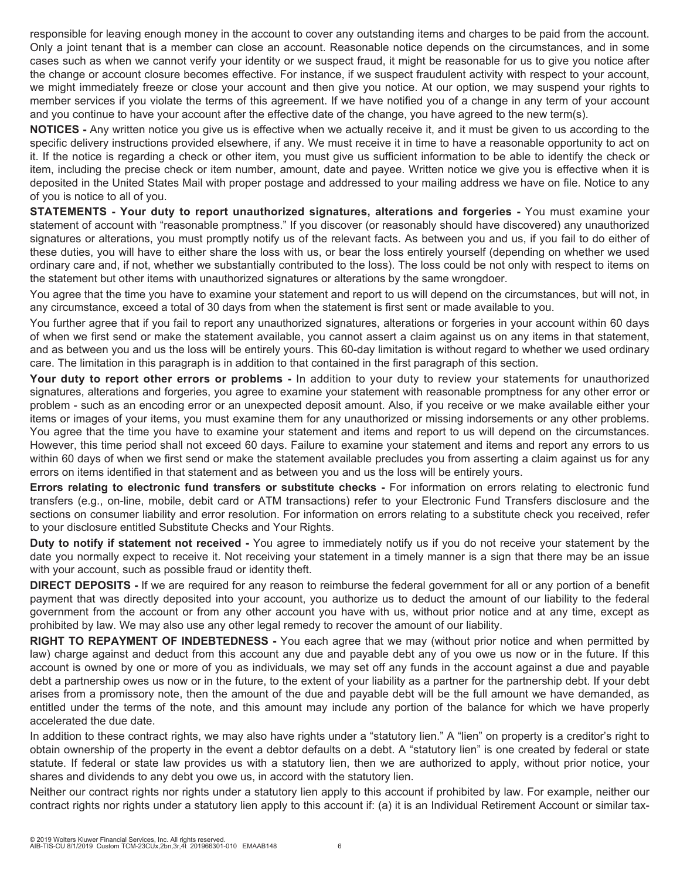responsible for leaving enough money in the account to cover any outstanding items and charges to be paid from the account. Only a joint tenant that is a member can close an account. Reasonable notice depends on the circumstances, and in some cases such as when we cannot verify your identity or we suspect fraud, it might be reasonable for us to give you notice after the change or account closure becomes effective. For instance, if we suspect fraudulent activity with respect to your account, we might immediately freeze or close your account and then give you notice. At our option, we may suspend your rights to member services if you violate the terms of this agreement. If we have notified you of a change in any term of your account and you continue to have your account after the effective date of the change, you have agreed to the new term(s).

**NOTICES -** Any written notice you give us is effective when we actually receive it, and it must be given to us according to the specific delivery instructions provided elsewhere, if any. We must receive it in time to have a reasonable opportunity to act on it. If the notice is regarding a check or other item, you must give us sufficient information to be able to identify the check or item, including the precise check or item number, amount, date and payee. Written notice we give you is effective when it is deposited in the United States Mail with proper postage and addressed to your mailing address we have on file. Notice to any of you is notice to all of you.

**STATEMENTS - Your duty to report unauthorized signatures, alterations and forgeries -** You must examine your statement of account with "reasonable promptness." If you discover (or reasonably should have discovered) any unauthorized signatures or alterations, you must promptly notify us of the relevant facts. As between you and us, if you fail to do either of these duties, you will have to either share the loss with us, or bear the loss entirely yourself (depending on whether we used ordinary care and, if not, whether we substantially contributed to the loss). The loss could be not only with respect to items on the statement but other items with unauthorized signatures or alterations by the same wrongdoer.

You agree that the time you have to examine your statement and report to us will depend on the circumstances, but will not, in any circumstance, exceed a total of 30 days from when the statement is first sent or made available to you.

You further agree that if you fail to report any unauthorized signatures, alterations or forgeries in your account within 60 days of when we first send or make the statement available, you cannot assert a claim against us on any items in that statement, and as between you and us the loss will be entirely yours. This 60-day limitation is without regard to whether we used ordinary care. The limitation in this paragraph is in addition to that contained in the first paragraph of this section.

**Your duty to report other errors or problems -** In addition to your duty to review your statements for unauthorized signatures, alterations and forgeries, you agree to examine your statement with reasonable promptness for any other error or problem - such as an encoding error or an unexpected deposit amount. Also, if you receive or we make available either your items or images of your items, you must examine them for any unauthorized or missing indorsements or any other problems. You agree that the time you have to examine your statement and items and report to us will depend on the circumstances. However, this time period shall not exceed 60 days. Failure to examine your statement and items and report any errors to us within 60 days of when we first send or make the statement available precludes you from asserting a claim against us for any errors on items identified in that statement and as between you and us the loss will be entirely yours.

**Errors relating to electronic fund transfers or substitute checks -** For information on errors relating to electronic fund transfers (e.g., on-line, mobile, debit card or ATM transactions) refer to your Electronic Fund Transfers disclosure and the sections on consumer liability and error resolution. For information on errors relating to a substitute check you received, refer to your disclosure entitled Substitute Checks and Your Rights.

**Duty to notify if statement not received -** You agree to immediately notify us if you do not receive your statement by the date you normally expect to receive it. Not receiving your statement in a timely manner is a sign that there may be an issue with your account, such as possible fraud or identity theft.

**DIRECT DEPOSITS -** If we are required for any reason to reimburse the federal government for all or any portion of a benefit payment that was directly deposited into your account, you authorize us to deduct the amount of our liability to the federal government from the account or from any other account you have with us, without prior notice and at any time, except as prohibited by law. We may also use any other legal remedy to recover the amount of our liability.

**RIGHT TO REPAYMENT OF INDEBTEDNESS -** You each agree that we may (without prior notice and when permitted by law) charge against and deduct from this account any due and payable debt any of you owe us now or in the future. If this account is owned by one or more of you as individuals, we may set off any funds in the account against a due and payable debt a partnership owes us now or in the future, to the extent of your liability as a partner for the partnership debt. If your debt arises from a promissory note, then the amount of the due and payable debt will be the full amount we have demanded, as entitled under the terms of the note, and this amount may include any portion of the balance for which we have properly accelerated the due date.

In addition to these contract rights, we may also have rights under a "statutory lien." A "lien" on property is a creditor's right to obtain ownership of the property in the event a debtor defaults on a debt. A "statutory lien" is one created by federal or state statute. If federal or state law provides us with a statutory lien, then we are authorized to apply, without prior notice, your shares and dividends to any debt you owe us, in accord with the statutory lien.

Neither our contract rights nor rights under a statutory lien apply to this account if prohibited by law. For example, neither our contract rights nor rights under a statutory lien apply to this account if: (a) it is an Individual Retirement Account or similar tax-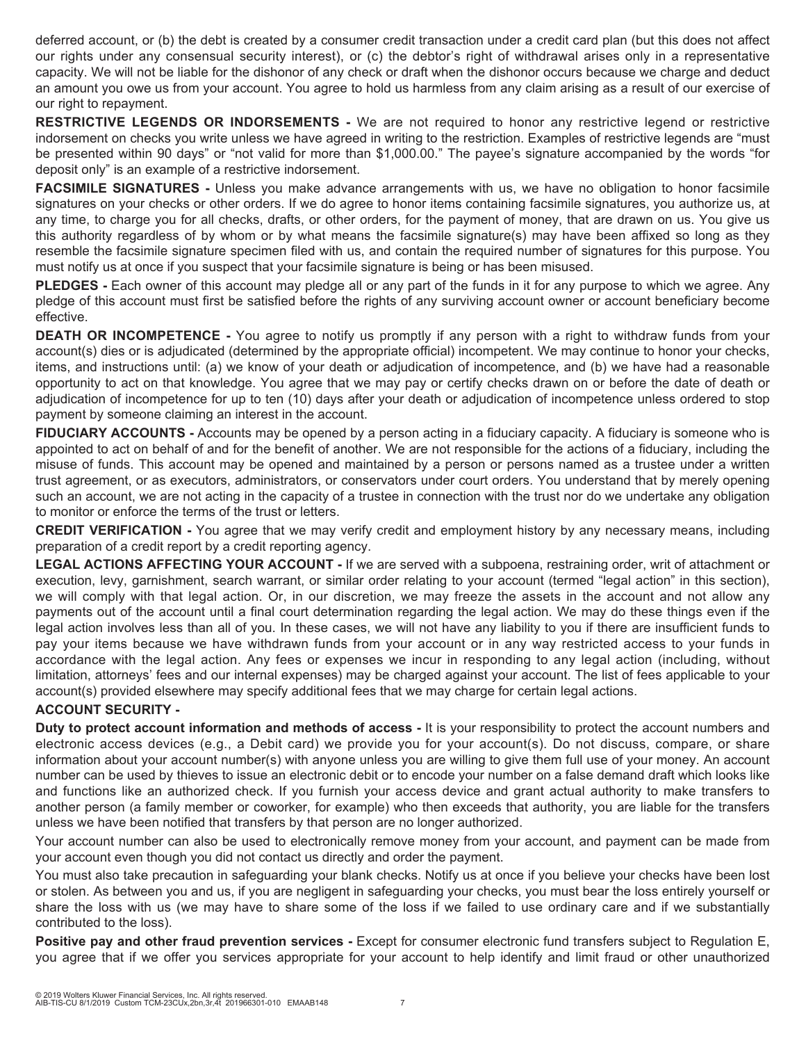deferred account, or (b) the debt is created by a consumer credit transaction under a credit card plan (but this does not affect our rights under any consensual security interest), or (c) the debtor's right of withdrawal arises only in a representative capacity. We will not be liable for the dishonor of any check or draft when the dishonor occurs because we charge and deduct an amount you owe us from your account. You agree to hold us harmless from any claim arising as a result of our exercise of our right to repayment.

**RESTRICTIVE LEGENDS OR INDORSEMENTS -** We are not required to honor any restrictive legend or restrictive indorsement on checks you write unless we have agreed in writing to the restriction. Examples of restrictive legends are "must be presented within 90 days" or "not valid for more than $1,000.00." The payee's signature accompanied by the words "for deposit only" is an example of a restrictive indorsement.

**FACSIMILE SIGNATURES -** Unless you make advance arrangements with us, we have no obligation to honor facsimile signatures on your checks or other orders. If we do agree to honor items containing facsimile signatures, you authorize us, at any time, to charge you for all checks, drafts, or other orders, for the payment of money, that are drawn on us. You give us this authority regardless of by whom or by what means the facsimile signature(s) may have been affixed so long as they resemble the facsimile signature specimen filed with us, and contain the required number of signatures for this purpose. You must notify us at once if you suspect that your facsimile signature is being or has been misused.

**PLEDGES -** Each owner of this account may pledge all or any part of the funds in it for any purpose to which we agree. Any pledge of this account must first be satisfied before the rights of any surviving account owner or account beneficiary become effective.

**DEATH OR INCOMPETENCE -** You agree to notify us promptly if any person with a right to withdraw funds from your account(s) dies or is adjudicated (determined by the appropriate official) incompetent. We may continue to honor your checks, items, and instructions until: (a) we know of your death or adjudication of incompetence, and (b) we have had a reasonable opportunity to act on that knowledge. You agree that we may pay or certify checks drawn on or before the date of death or adjudication of incompetence for up to ten (10) days after your death or adjudication of incompetence unless ordered to stop payment by someone claiming an interest in the account.

**FIDUCIARY ACCOUNTS -** Accounts may be opened by a person acting in a fiduciary capacity. A fiduciary is someone who is appointed to act on behalf of and for the benefit of another. We are not responsible for the actions of a fiduciary, including the misuse of funds. This account may be opened and maintained by a person or persons named as a trustee under a written trust agreement, or as executors, administrators, or conservators under court orders. You understand that by merely opening such an account, we are not acting in the capacity of a trustee in connection with the trust nor do we undertake any obligation to monitor or enforce the terms of the trust or letters.

**CREDIT VERIFICATION -** You agree that we may verify credit and employment history by any necessary means, including preparation of a credit report by a credit reporting agency.

**LEGAL ACTIONS AFFECTING YOUR ACCOUNT -** If we are served with a subpoena, restraining order, writ of attachment or execution, levy, garnishment, search warrant, or similar order relating to your account (termed "legal action" in this section), we will comply with that legal action. Or, in our discretion, we may freeze the assets in the account and not allow any payments out of the account until a final court determination regarding the legal action. We may do these things even if the legal action involves less than all of you. In these cases, we will not have any liability to you if there are insufficient funds to pay your items because we have withdrawn funds from your account or in any way restricted access to your funds in accordance with the legal action. Any fees or expenses we incur in responding to any legal action (including, without limitation, attorneys' fees and our internal expenses) may be charged against your account. The list of fees applicable to your account(s) provided elsewhere may specify additional fees that we may charge for certain legal actions.

**ACCOUNT SECURITY -**

**Duty to protect account information and methods of access -** It is your responsibility to protect the account numbers and electronic access devices (e.g., a Debit card) we provide you for your account(s). Do not discuss, compare, or share information about your account number(s) with anyone unless you are willing to give them full use of your money. An account number can be used by thieves to issue an electronic debit or to encode your number on a false demand draft which looks like and functions like an authorized check. If you furnish your access device and grant actual authority to make transfers to another person (a family member or coworker, for example) who then exceeds that authority, you are liable for the transfers unless we have been notified that transfers by that person are no longer authorized.

Your account number can also be used to electronically remove money from your account, and payment can be made from your account even though you did not contact us directly and order the payment.

You must also take precaution in safeguarding your blank checks. Notify us at once if you believe your checks have been lost or stolen. As between you and us, if you are negligent in safeguarding your checks, you must bear the loss entirely yourself or share the loss with us (we may have to share some of the loss if we failed to use ordinary care and if we substantially contributed to the loss).

**Positive pay and other fraud prevention services -** Except for consumer electronic fund transfers subject to Regulation E, you agree that if we offer you services appropriate for your account to help identify and limit fraud or other unauthorized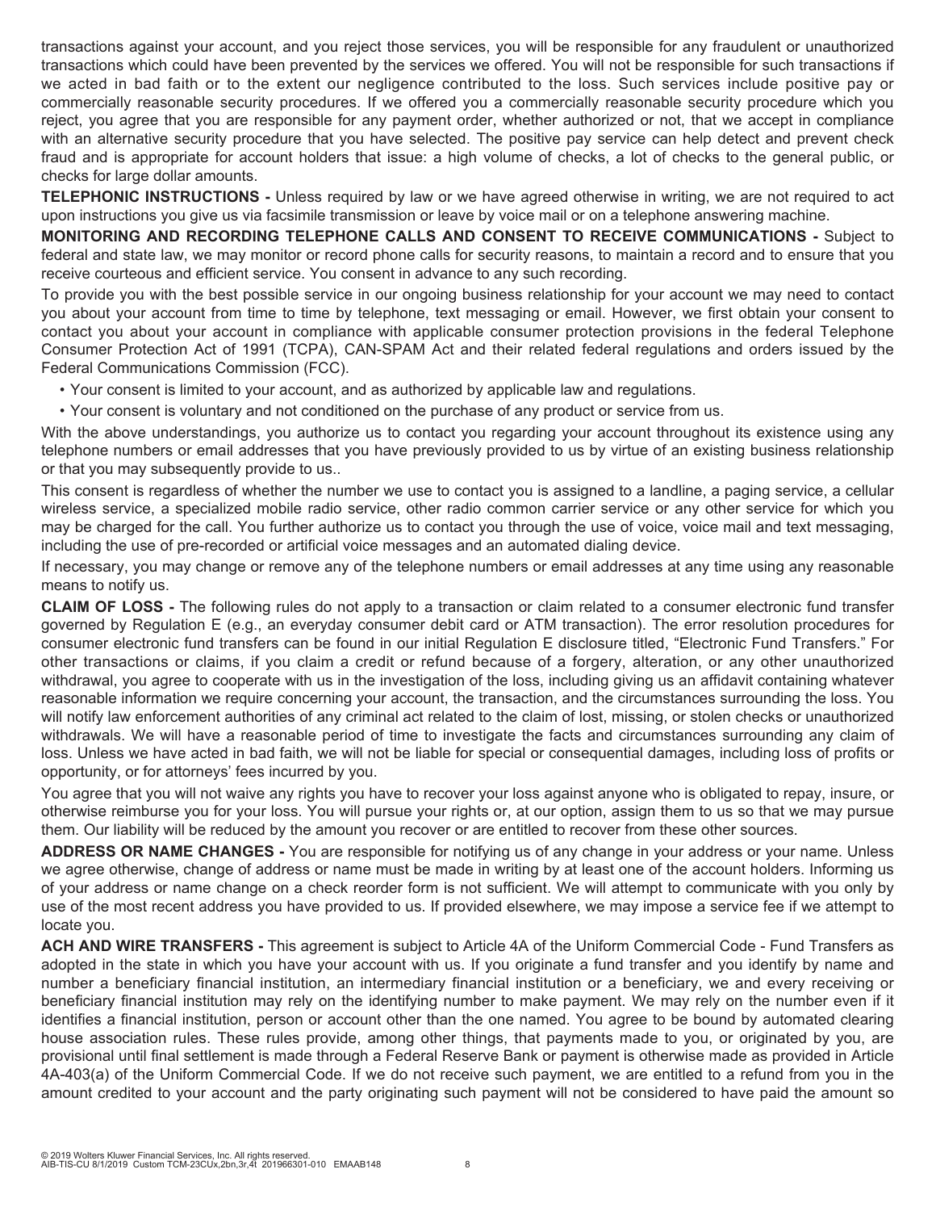transactions against your account, and you reject those services, you will be responsible for any fraudulent or unauthorized transactions which could have been prevented by the services we offered. You will not be responsible for such transactions if we acted in bad faith or to the extent our negligence contributed to the loss. Such services include positive pay or commercially reasonable security procedures. If we offered you a commercially reasonable security procedure which you reject, you agree that you are responsible for any payment order, whether authorized or not, that we accept in compliance with an alternative security procedure that you have selected. The positive pay service can help detect and prevent check fraud and is appropriate for account holders that issue: a high volume of checks, a lot of checks to the general public, or checks for large dollar amounts.

**TELEPHONIC INSTRUCTIONS -** Unless required by law or we have agreed otherwise in writing, we are not required to act upon instructions you give us via facsimile transmission or leave by voice mail or on a telephone answering machine.

**MONITORING AND RECORDING TELEPHONE CALLS AND CONSENT TO RECEIVE COMMUNICATIONS -** Subject to federal and state law, we may monitor or record phone calls for security reasons, to maintain a record and to ensure that you receive courteous and efficient service. You consent in advance to any such recording.

To provide you with the best possible service in our ongoing business relationship for your account we may need to contact you about your account from time to time by telephone, text messaging or email. However, we first obtain your consent to contact you about your account in compliance with applicable consumer protection provisions in the federal Telephone Consumer Protection Act of 1991 (TCPA), CAN-SPAM Act and their related federal regulations and orders issued by the Federal Communications Commission (FCC).

- Your consent is limited to your account, and as authorized by applicable law and regulations.
- Your consent is voluntary and not conditioned on the purchase of any product or service from us.

With the above understandings, you authorize us to contact you regarding your account throughout its existence using any telephone numbers or email addresses that you have previously provided to us by virtue of an existing business relationship or that you may subsequently provide to us..

This consent is regardless of whether the number we use to contact you is assigned to a landline, a paging service, a cellular wireless service, a specialized mobile radio service, other radio common carrier service or any other service for which you may be charged for the call. You further authorize us to contact you through the use of voice, voice mail and text messaging, including the use of pre-recorded or artificial voice messages and an automated dialing device.

If necessary, you may change or remove any of the telephone numbers or email addresses at any time using any reasonable means to notify us.

**CLAIM OF LOSS -** The following rules do not apply to a transaction or claim related to a consumer electronic fund transfer governed by Regulation E (e.g., an everyday consumer debit card or ATM transaction). The error resolution procedures for consumer electronic fund transfers can be found in our initial Regulation E disclosure titled, "Electronic Fund Transfers." For other transactions or claims, if you claim a credit or refund because of a forgery, alteration, or any other unauthorized withdrawal, you agree to cooperate with us in the investigation of the loss, including giving us an affidavit containing whatever reasonable information we require concerning your account, the transaction, and the circumstances surrounding the loss. You will notify law enforcement authorities of any criminal act related to the claim of lost, missing, or stolen checks or unauthorized withdrawals. We will have a reasonable period of time to investigate the facts and circumstances surrounding any claim of loss. Unless we have acted in bad faith, we will not be liable for special or consequential damages, including loss of profits or opportunity, or for attorneys' fees incurred by you.

You agree that you will not waive any rights you have to recover your loss against anyone who is obligated to repay, insure, or otherwise reimburse you for your loss. You will pursue your rights or, at our option, assign them to us so that we may pursue them. Our liability will be reduced by the amount you recover or are entitled to recover from these other sources.

**ADDRESS OR NAME CHANGES -** You are responsible for notifying us of any change in your address or your name. Unless we agree otherwise, change of address or name must be made in writing by at least one of the account holders. Informing us of your address or name change on a check reorder form is not sufficient. We will attempt to communicate with you only by use of the most recent address you have provided to us. If provided elsewhere, we may impose a service fee if we attempt to locate you.

**ACH AND WIRE TRANSFERS -** This agreement is subject to Article 4A of the Uniform Commercial Code - Fund Transfers as adopted in the state in which you have your account with us. If you originate a fund transfer and you identify by name and number a beneficiary financial institution, an intermediary financial institution or a beneficiary, we and every receiving or beneficiary financial institution may rely on the identifying number to make payment. We may rely on the number even if it identifies a financial institution, person or account other than the one named. You agree to be bound by automated clearing house association rules. These rules provide, among other things, that payments made to you, or originated by you, are provisional until final settlement is made through a Federal Reserve Bank or payment is otherwise made as provided in Article 4A-403(a) of the Uniform Commercial Code. If we do not receive such payment, we are entitled to a refund from you in the amount credited to your account and the party originating such payment will not be considered to have paid the amount so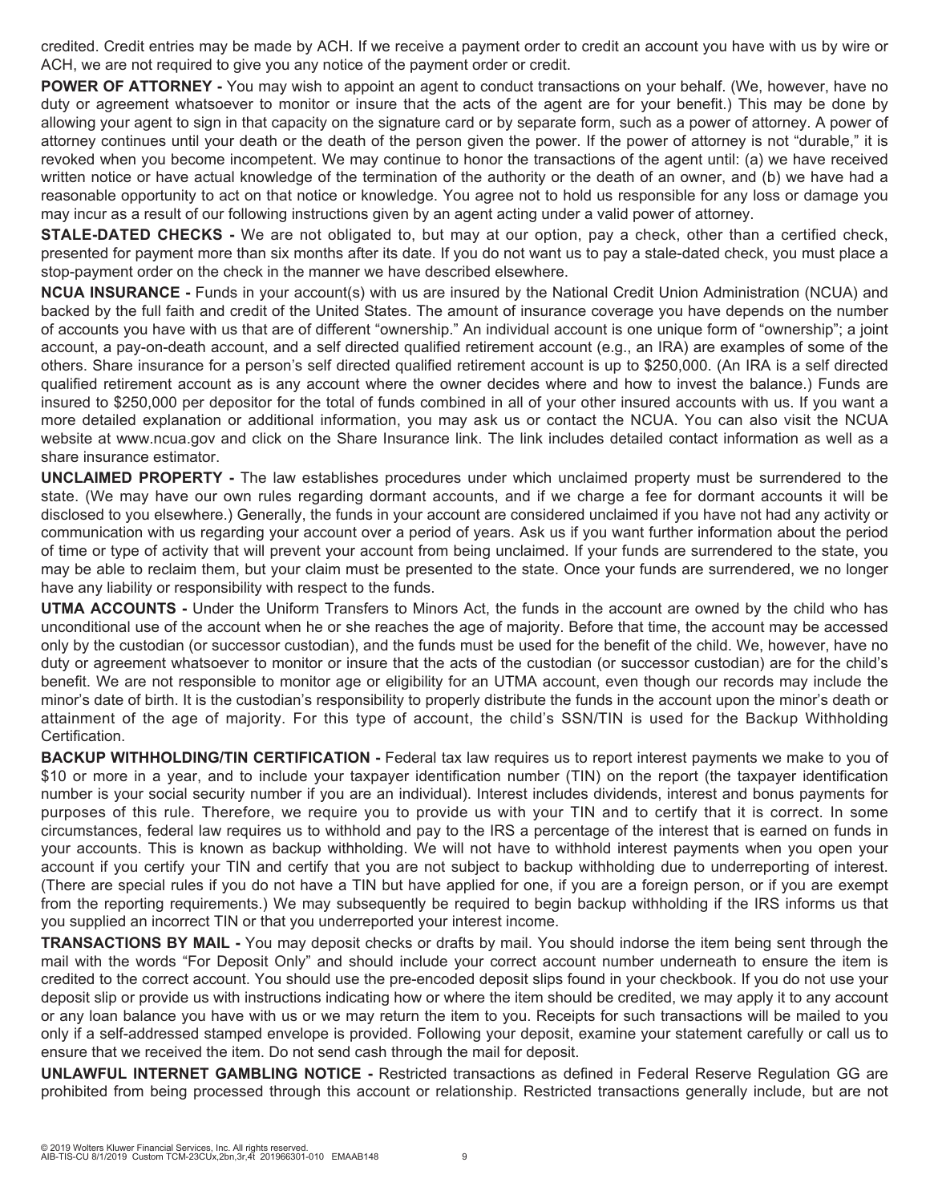credited. Credit entries may be made by ACH. If we receive a payment order to credit an account you have with us by wire or ACH, we are not required to give you any notice of the payment order or credit.

**POWER OF ATTORNEY -** You may wish to appoint an agent to conduct transactions on your behalf. (We, however, have no duty or agreement whatsoever to monitor or insure that the acts of the agent are for your benefit.) This may be done by allowing your agent to sign in that capacity on the signature card or by separate form, such as a power of attorney. A power of attorney continues until your death or the death of the person given the power. If the power of attorney is not "durable," it is revoked when you become incompetent. We may continue to honor the transactions of the agent until: (a) we have received written notice or have actual knowledge of the termination of the authority or the death of an owner, and (b) we have had a reasonable opportunity to act on that notice or knowledge. You agree not to hold us responsible for any loss or damage you may incur as a result of our following instructions given by an agent acting under a valid power of attorney.

**STALE-DATED CHECKS -** We are not obligated to, but may at our option, pay a check, other than a certified check, presented for payment more than six months after its date. If you do not want us to pay a stale-dated check, you must place a stop-payment order on the check in the manner we have described elsewhere.

**NCUA INSURANCE -** Funds in your account(s) with us are insured by the National Credit Union Administration (NCUA) and backed by the full faith and credit of the United States. The amount of insurance coverage you have depends on the number of accounts you have with us that are of different "ownership." An individual account is one unique form of "ownership"; a joint account, a pay-on-death account, and a self directed qualified retirement account (e.g., an IRA) are examples of some of the others. Share insurance for a person's self directed qualified retirement account is up to $250,000. (An IRA is a self directed qualified retirement account as is any account where the owner decides where and how to invest the balance.) Funds are insured to $250,000 per depositor for the total of funds combined in all of your other insured accounts with us. If you want a more detailed explanation or additional information, you may ask us or contact the NCUA. You can also visit the NCUA website at www.ncua.gov and click on the Share Insurance link. The link includes detailed contact information as well as a share insurance estimator.

**UNCLAIMED PROPERTY -** The law establishes procedures under which unclaimed property must be surrendered to the state. (We may have our own rules regarding dormant accounts, and if we charge a fee for dormant accounts it will be disclosed to you elsewhere.) Generally, the funds in your account are considered unclaimed if you have not had any activity or communication with us regarding your account over a period of years. Ask us if you want further information about the period of time or type of activity that will prevent your account from being unclaimed. If your funds are surrendered to the state, you may be able to reclaim them, but your claim must be presented to the state. Once your funds are surrendered, we no longer have any liability or responsibility with respect to the funds.

**UTMA ACCOUNTS -** Under the Uniform Transfers to Minors Act, the funds in the account are owned by the child who has unconditional use of the account when he or she reaches the age of majority. Before that time, the account may be accessed only by the custodian (or successor custodian), and the funds must be used for the benefit of the child. We, however, have no duty or agreement whatsoever to monitor or insure that the acts of the custodian (or successor custodian) are for the child's benefit. We are not responsible to monitor age or eligibility for an UTMA account, even though our records may include the minor's date of birth. It is the custodian's responsibility to properly distribute the funds in the account upon the minor's death or attainment of the age of majority. For this type of account, the child's SSN/TIN is used for the Backup Withholding Certification.

**BACKUP WITHHOLDING/TIN CERTIFICATION -** Federal tax law requires us to report interest payments we make to you of $10 or more in a year, and to include your taxpayer identification number (TIN) on the report (the taxpayer identification number is your social security number if you are an individual). Interest includes dividends, interest and bonus payments for purposes of this rule. Therefore, we require you to provide us with your TIN and to certify that it is correct. In some circumstances, federal law requires us to withhold and pay to the IRS a percentage of the interest that is earned on funds in your accounts. This is known as backup withholding. We will not have to withhold interest payments when you open your account if you certify your TIN and certify that you are not subject to backup withholding due to underreporting of interest. (There are special rules if you do not have a TIN but have applied for one, if you are a foreign person, or if you are exempt from the reporting requirements.) We may subsequently be required to begin backup withholding if the IRS informs us that you supplied an incorrect TIN or that you underreported your interest income.

**TRANSACTIONS BY MAIL -** You may deposit checks or drafts by mail. You should indorse the item being sent through the mail with the words "For Deposit Only" and should include your correct account number underneath to ensure the item is credited to the correct account. You should use the pre-encoded deposit slips found in your checkbook. If you do not use your deposit slip or provide us with instructions indicating how or where the item should be credited, we may apply it to any account or any loan balance you have with us or we may return the item to you. Receipts for such transactions will be mailed to you only if a self-addressed stamped envelope is provided. Following your deposit, examine your statement carefully or call us to ensure that we received the item. Do not send cash through the mail for deposit.

**UNLAWFUL INTERNET GAMBLING NOTICE -** Restricted transactions as defined in Federal Reserve Regulation GG are prohibited from being processed through this account or relationship. Restricted transactions generally include, but are not

© 2019 Wolters Kluwer Financial Services, Inc. All rights reserved.
AIB-TIS-CU 8/1/2019 Custom TCM-23CUx,2bn,3r,4t 201966301-010 EMAAB148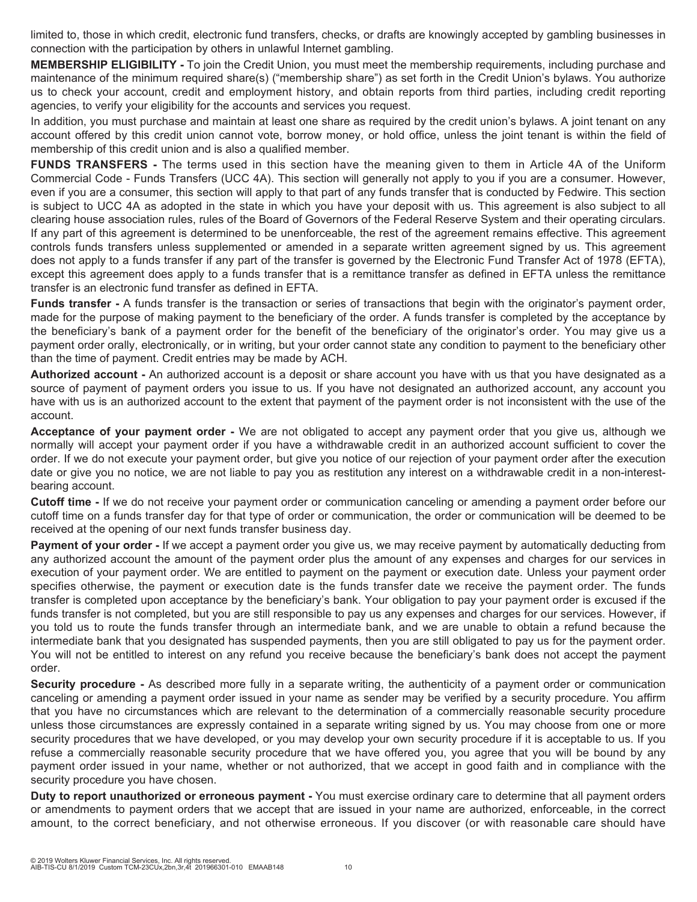limited to, those in which credit, electronic fund transfers, checks, or drafts are knowingly accepted by gambling businesses in connection with the participation by others in unlawful Internet gambling.

**MEMBERSHIP ELIGIBILITY -** To join the Credit Union, you must meet the membership requirements, including purchase and maintenance of the minimum required share(s) ("membership share") as set forth in the Credit Union's bylaws. You authorize us to check your account, credit and employment history, and obtain reports from third parties, including credit reporting agencies, to verify your eligibility for the accounts and services you request.

In addition, you must purchase and maintain at least one share as required by the credit union's bylaws. A joint tenant on any account offered by this credit union cannot vote, borrow money, or hold office, unless the joint tenant is within the field of membership of this credit union and is also a qualified member.

**FUNDS TRANSFERS -** The terms used in this section have the meaning given to them in Article 4A of the Uniform Commercial Code - Funds Transfers (UCC 4A). This section will generally not apply to you if you are a consumer. However, even if you are a consumer, this section will apply to that part of any funds transfer that is conducted by Fedwire. This section is subject to UCC 4A as adopted in the state in which you have your deposit with us. This agreement is also subject to all clearing house association rules, rules of the Board of Governors of the Federal Reserve System and their operating circulars. If any part of this agreement is determined to be unenforceable, the rest of the agreement remains effective. This agreement controls funds transfers unless supplemented or amended in a separate written agreement signed by us. This agreement does not apply to a funds transfer if any part of the transfer is governed by the Electronic Fund Transfer Act of 1978 (EFTA), except this agreement does apply to a funds transfer that is a remittance transfer as defined in EFTA unless the remittance transfer is an electronic fund transfer as defined in EFTA.

**Funds transfer -** A funds transfer is the transaction or series of transactions that begin with the originator's payment order, made for the purpose of making payment to the beneficiary of the order. A funds transfer is completed by the acceptance by the beneficiary's bank of a payment order for the benefit of the beneficiary of the originator's order. You may give us a payment order orally, electronically, or in writing, but your order cannot state any condition to payment to the beneficiary other than the time of payment. Credit entries may be made by ACH.

**Authorized account -** An authorized account is a deposit or share account you have with us that you have designated as a source of payment of payment orders you issue to us. If you have not designated an authorized account, any account you have with us is an authorized account to the extent that payment of the payment order is not inconsistent with the use of the account.

**Acceptance of your payment order -** We are not obligated to accept any payment order that you give us, although we normally will accept your payment order if you have a withdrawable credit in an authorized account sufficient to cover the order. If we do not execute your payment order, but give you notice of our rejection of your payment order after the execution date or give you no notice, we are not liable to pay you as restitution any interest on a withdrawable credit in a non-interest-bearing account.

**Cutoff time -** If we do not receive your payment order or communication canceling or amending a payment order before our cutoff time on a funds transfer day for that type of order or communication, the order or communication will be deemed to be received at the opening of our next funds transfer business day.

**Payment of your order -** If we accept a payment order you give us, we may receive payment by automatically deducting from any authorized account the amount of the payment order plus the amount of any expenses and charges for our services in execution of your payment order. We are entitled to payment on the payment or execution date. Unless your payment order specifies otherwise, the payment or execution date is the funds transfer date we receive the payment order. The funds transfer is completed upon acceptance by the beneficiary's bank. Your obligation to pay your payment order is excused if the funds transfer is not completed, but you are still responsible to pay us any expenses and charges for our services. However, if you told us to route the funds transfer through an intermediate bank, and we are unable to obtain a refund because the intermediate bank that you designated has suspended payments, then you are still obligated to pay us for the payment order. You will not be entitled to interest on any refund you receive because the beneficiary's bank does not accept the payment order.

**Security procedure -** As described more fully in a separate writing, the authenticity of a payment order or communication canceling or amending a payment order issued in your name as sender may be verified by a security procedure. You affirm that you have no circumstances which are relevant to the determination of a commercially reasonable security procedure unless those circumstances are expressly contained in a separate writing signed by us. You may choose from one or more security procedures that we have developed, or you may develop your own security procedure if it is acceptable to us. If you refuse a commercially reasonable security procedure that we have offered you, you agree that you will be bound by any payment order issued in your name, whether or not authorized, that we accept in good faith and in compliance with the security procedure you have chosen.

**Duty to report unauthorized or erroneous payment -** You must exercise ordinary care to determine that all payment orders or amendments to payment orders that we accept that are issued in your name are authorized, enforceable, in the correct amount, to the correct beneficiary, and not otherwise erroneous. If you discover (or with reasonable care should have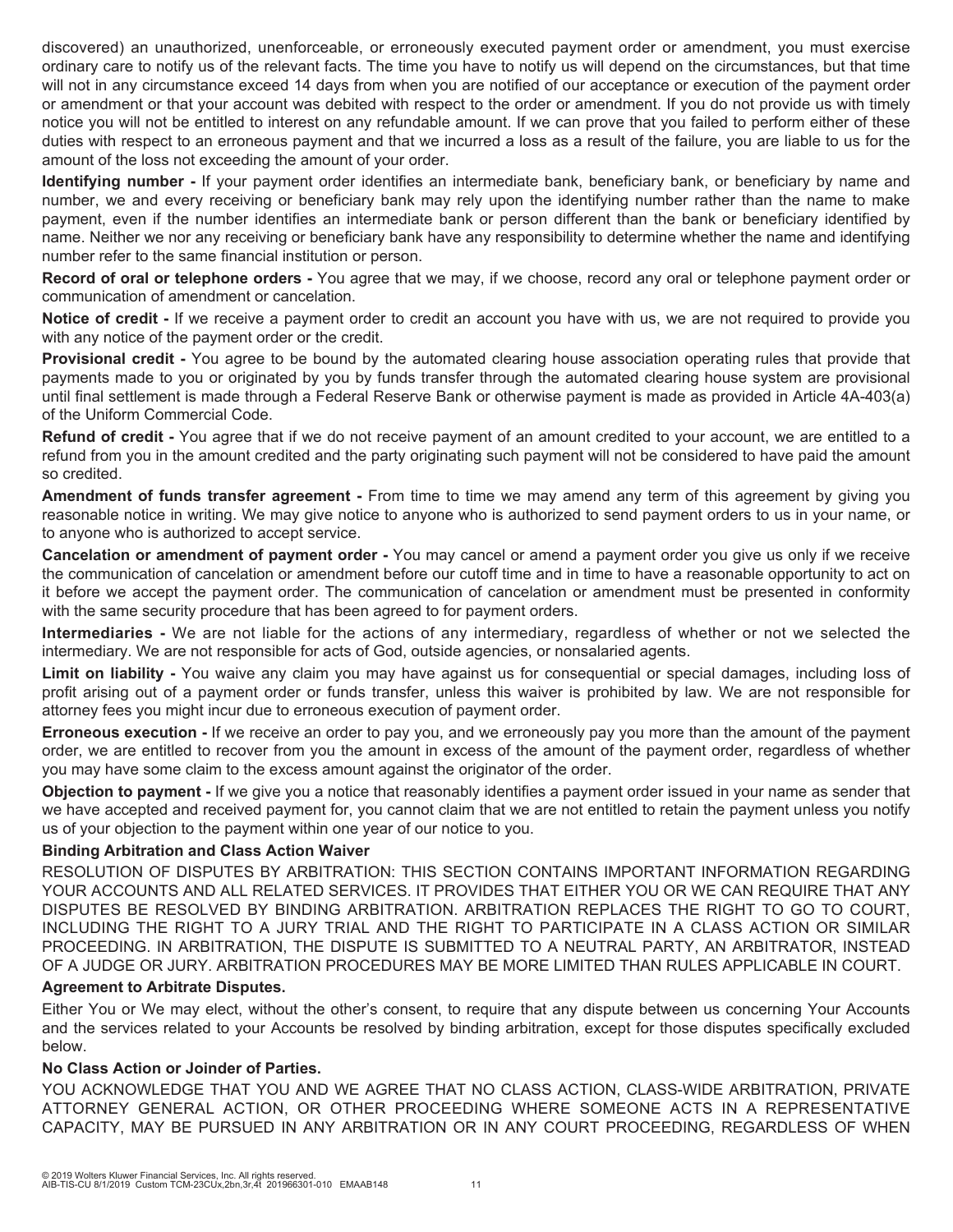discovered) an unauthorized, unenforceable, or erroneously executed payment order or amendment, you must exercise ordinary care to notify us of the relevant facts. The time you have to notify us will depend on the circumstances, but that time will not in any circumstance exceed 14 days from when you are notified of our acceptance or execution of the payment order or amendment or that your account was debited with respect to the order or amendment. If you do not provide us with timely notice you will not be entitled to interest on any refundable amount. If we can prove that you failed to perform either of these duties with respect to an erroneous payment and that we incurred a loss as a result of the failure, you are liable to us for the amount of the loss not exceeding the amount of your order.

**Identifying number -** If your payment order identifies an intermediate bank, beneficiary bank, or beneficiary by name and number, we and every receiving or beneficiary bank may rely upon the identifying number rather than the name to make payment, even if the number identifies an intermediate bank or person different than the bank or beneficiary identified by name. Neither we nor any receiving or beneficiary bank have any responsibility to determine whether the name and identifying number refer to the same financial institution or person.

**Record of oral or telephone orders -** You agree that we may, if we choose, record any oral or telephone payment order or communication of amendment or cancelation.

**Notice of credit -** If we receive a payment order to credit an account you have with us, we are not required to provide you with any notice of the payment order or the credit.

**Provisional credit -** You agree to be bound by the automated clearing house association operating rules that provide that payments made to you or originated by you by funds transfer through the automated clearing house system are provisional until final settlement is made through a Federal Reserve Bank or otherwise payment is made as provided in Article 4A-403(a) of the Uniform Commercial Code.

**Refund of credit -** You agree that if we do not receive payment of an amount credited to your account, we are entitled to a refund from you in the amount credited and the party originating such payment will not be considered to have paid the amount so credited.

**Amendment of funds transfer agreement -** From time to time we may amend any term of this agreement by giving you reasonable notice in writing. We may give notice to anyone who is authorized to send payment orders to us in your name, or to anyone who is authorized to accept service.

**Cancelation or amendment of payment order -** You may cancel or amend a payment order you give us only if we receive the communication of cancelation or amendment before our cutoff time and in time to have a reasonable opportunity to act on it before we accept the payment order. The communication of cancelation or amendment must be presented in conformity with the same security procedure that has been agreed to for payment orders.

**Intermediaries -** We are not liable for the actions of any intermediary, regardless of whether or not we selected the intermediary. We are not responsible for acts of God, outside agencies, or nonsalaried agents.

**Limit on liability -** You waive any claim you may have against us for consequential or special damages, including loss of profit arising out of a payment order or funds transfer, unless this waiver is prohibited by law. We are not responsible for attorney fees you might incur due to erroneous execution of payment order.

**Erroneous execution -** If we receive an order to pay you, and we erroneously pay you more than the amount of the payment order, we are entitled to recover from you the amount in excess of the amount of the payment order, regardless of whether you may have some claim to the excess amount against the originator of the order.

**Objection to payment -** If we give you a notice that reasonably identifies a payment order issued in your name as sender that we have accepted and received payment for, you cannot claim that we are not entitled to retain the payment unless you notify us of your objection to the payment within one year of our notice to you.

### Binding Arbitration and Class Action Waiver

RESOLUTION OF DISPUTES BY ARBITRATION: THIS SECTION CONTAINS IMPORTANT INFORMATION REGARDING YOUR ACCOUNTS AND ALL RELATED SERVICES. IT PROVIDES THAT EITHER YOU OR WE CAN REQUIRE THAT ANY DISPUTES BE RESOLVED BY BINDING ARBITRATION. ARBITRATION REPLACES THE RIGHT TO GO TO COURT, INCLUDING THE RIGHT TO A JURY TRIAL AND THE RIGHT TO PARTICIPATE IN A CLASS ACTION OR SIMILAR PROCEEDING. IN ARBITRATION, THE DISPUTE IS SUBMITTED TO A NEUTRAL PARTY, AN ARBITRATOR, INSTEAD OF A JUDGE OR JURY. ARBITRATION PROCEDURES MAY BE MORE LIMITED THAN RULES APPLICABLE IN COURT.

#### Agreement to Arbitrate Disputes.

Either You or We may elect, without the other's consent, to require that any dispute between us concerning Your Accounts and the services related to your Accounts be resolved by binding arbitration, except for those disputes specifically excluded below.

#### No Class Action or Joinder of Parties.

YOU ACKNOWLEDGE THAT YOU AND WE AGREE THAT NO CLASS ACTION, CLASS-WIDE ARBITRATION, PRIVATE ATTORNEY GENERAL ACTION, OR OTHER PROCEEDING WHERE SOMEONE ACTS IN A REPRESENTATIVE CAPACITY, MAY BE PURSUED IN ANY ARBITRATION OR IN ANY COURT PROCEEDING, REGARDLESS OF WHEN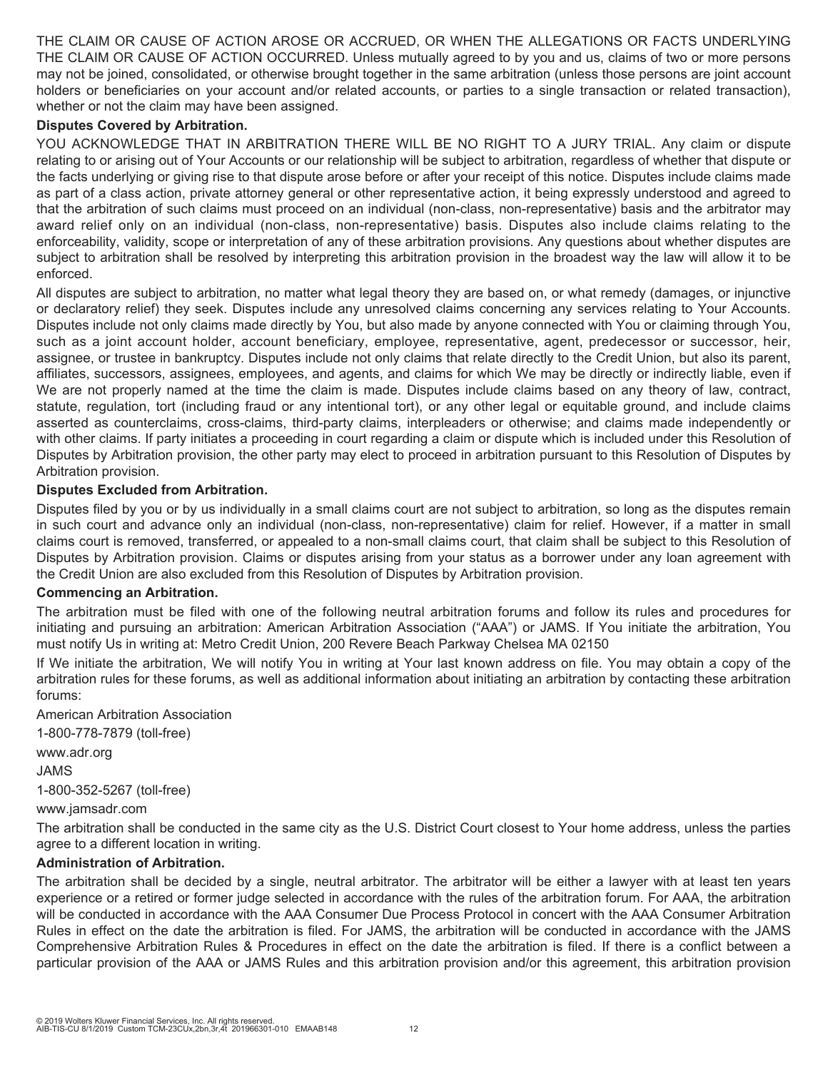THE CLAIM OR CAUSE OF ACTION AROSE OR ACCRUED, OR WHEN THE ALLEGATIONS OR FACTS UNDERLYING THE CLAIM OR CAUSE OF ACTION OCCURRED. Unless mutually agreed to by you and us, claims of two or more persons may not be joined, consolidated, or otherwise brought together in the same arbitration (unless those persons are joint account holders or beneficiaries on your account and/or related accounts, or parties to a single transaction or related transaction), whether or not the claim may have been assigned.

**Disputes Covered by Arbitration.**

YOU ACKNOWLEDGE THAT IN ARBITRATION THERE WILL BE NO RIGHT TO A JURY TRIAL. Any claim or dispute relating to or arising out of Your Accounts or our relationship will be subject to arbitration, regardless of whether that dispute or the facts underlying or giving rise to that dispute arose before or after your receipt of this notice. Disputes include claims made as part of a class action, private attorney general or other representative action, it being expressly understood and agreed to that the arbitration of such claims must proceed on an individual (non-class, non-representative) basis and the arbitrator may award relief only on an individual (non-class, non-representative) basis. Disputes also include claims relating to the enforceability, validity, scope or interpretation of any of these arbitration provisions. Any questions about whether disputes are subject to arbitration shall be resolved by interpreting this arbitration provision in the broadest way the law will allow it to be enforced.

All disputes are subject to arbitration, no matter what legal theory they are based on, or what remedy (damages, or injunctive or declaratory relief) they seek. Disputes include any unresolved claims concerning any services relating to Your Accounts. Disputes include not only claims made directly by You, but also made by anyone connected with You or claiming through You, such as a joint account holder, account beneficiary, employee, representative, agent, predecessor or successor, heir, assignee, or trustee in bankruptcy. Disputes include not only claims that relate directly to the Credit Union, but also its parent, affiliates, successors, assignees, employees, and agents, and claims for which We may be directly or indirectly liable, even if We are not properly named at the time the claim is made. Disputes include claims based on any theory of law, contract, statute, regulation, tort (including fraud or any intentional tort), or any other legal or equitable ground, and include claims asserted as counterclaims, cross-claims, third-party claims, interpleaders or otherwise; and claims made independently or with other claims. If party initiates a proceeding in court regarding a claim or dispute which is included under this Resolution of Disputes by Arbitration provision, the other party may elect to proceed in arbitration pursuant to this Resolution of Disputes by Arbitration provision.

**Disputes Excluded from Arbitration.**

Disputes filed by you or by us individually in a small claims court are not subject to arbitration, so long as the disputes remain in such court and advance only an individual (non-class, non-representative) claim for relief. However, if a matter in small claims court is removed, transferred, or appealed to a non-small claims court, that claim shall be subject to this Resolution of Disputes by Arbitration provision. Claims or disputes arising from your status as a borrower under any loan agreement with the Credit Union are also excluded from this Resolution of Disputes by Arbitration provision.

**Commencing an Arbitration.**

The arbitration must be filed with one of the following neutral arbitration forums and follow its rules and procedures for initiating and pursuing an arbitration: American Arbitration Association ("AAA") or JAMS. If You initiate the arbitration, You must notify Us in writing at: Metro Credit Union, 200 Revere Beach Parkway Chelsea MA 02150

If We initiate the arbitration, We will notify You in writing at Your last known address on file. You may obtain a copy of the arbitration rules for these forums, as well as additional information about initiating an arbitration by contacting these arbitration forums:

American Arbitration Association

1-800-778-7879 (toll-free)

www.adr.org

JAMS

1-800-352-5267 (toll-free)

www.jamsadr.com

The arbitration shall be conducted in the same city as the U.S. District Court closest to Your home address, unless the parties agree to a different location in writing.

**Administration of Arbitration.**

The arbitration shall be decided by a single, neutral arbitrator. The arbitrator will be either a lawyer with at least ten years experience or a retired or former judge selected in accordance with the rules of the arbitration forum. For AAA, the arbitration will be conducted in accordance with the AAA Consumer Due Process Protocol in concert with the AAA Consumer Arbitration Rules in effect on the date the arbitration is filed. For JAMS, the arbitration will be conducted in accordance with the JAMS Comprehensive Arbitration Rules & Procedures in effect on the date the arbitration is filed. If there is a conflict between a particular provision of the AAA or JAMS Rules and this arbitration provision and/or this agreement, this arbitration provision

© 2019 Wolters Kluwer Financial Services, Inc. All rights reserved.
AIB-TIS-CU 8/1/2019 Custom TCM-23CUx,2bn,3r,4t 201966301-010 EMAAB148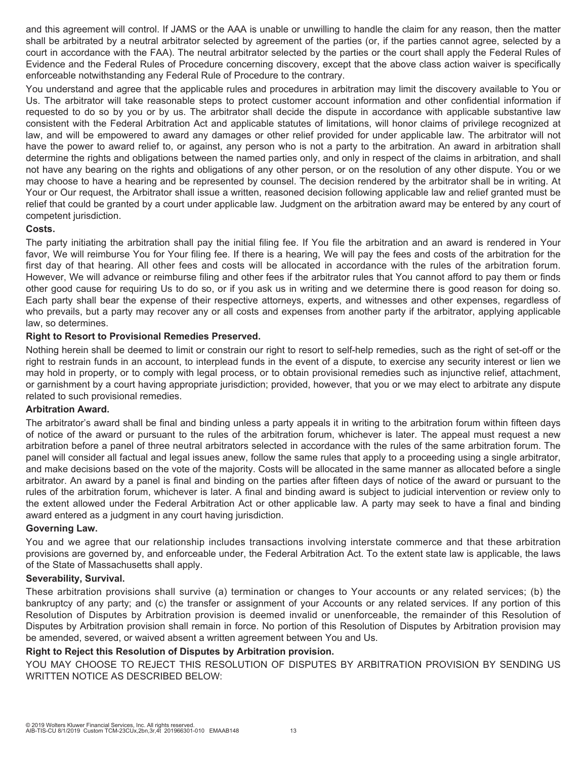and this agreement will control. If JAMS or the AAA is unable or unwilling to handle the claim for any reason, then the matter shall be arbitrated by a neutral arbitrator selected by agreement of the parties (or, if the parties cannot agree, selected by a court in accordance with the FAA). The neutral arbitrator selected by the parties or the court shall apply the Federal Rules of Evidence and the Federal Rules of Procedure concerning discovery, except that the above class action waiver is specifically enforceable notwithstanding any Federal Rule of Procedure to the contrary.

You understand and agree that the applicable rules and procedures in arbitration may limit the discovery available to You or Us. The arbitrator will take reasonable steps to protect customer account information and other confidential information if requested to do so by you or by us. The arbitrator shall decide the dispute in accordance with applicable substantive law consistent with the Federal Arbitration Act and applicable statutes of limitations, will honor claims of privilege recognized at law, and will be empowered to award any damages or other relief provided for under applicable law. The arbitrator will not have the power to award relief to, or against, any person who is not a party to the arbitration. An award in arbitration shall determine the rights and obligations between the named parties only, and only in respect of the claims in arbitration, and shall not have any bearing on the rights and obligations of any other person, or on the resolution of any other dispute. You or we may choose to have a hearing and be represented by counsel. The decision rendered by the arbitrator shall be in writing. At Your or Our request, the Arbitrator shall issue a written, reasoned decision following applicable law and relief granted must be relief that could be granted by a court under applicable law. Judgment on the arbitration award may be entered by any court of competent jurisdiction.

**Costs.**

The party initiating the arbitration shall pay the initial filing fee. If You file the arbitration and an award is rendered in Your favor, We will reimburse You for Your filing fee. If there is a hearing, We will pay the fees and costs of the arbitration for the first day of that hearing. All other fees and costs will be allocated in accordance with the rules of the arbitration forum. However, We will advance or reimburse filing and other fees if the arbitrator rules that You cannot afford to pay them or finds other good cause for requiring Us to do so, or if you ask us in writing and we determine there is good reason for doing so. Each party shall bear the expense of their respective attorneys, experts, and witnesses and other expenses, regardless of who prevails, but a party may recover any or all costs and expenses from another party if the arbitrator, applying applicable law, so determines.

**Right to Resort to Provisional Remedies Preserved.**

Nothing herein shall be deemed to limit or constrain our right to resort to self-help remedies, such as the right of set-off or the right to restrain funds in an account, to interplead funds in the event of a dispute, to exercise any security interest or lien we may hold in property, or to comply with legal process, or to obtain provisional remedies such as injunctive relief, attachment, or garnishment by a court having appropriate jurisdiction; provided, however, that you or we may elect to arbitrate any dispute related to such provisional remedies.

**Arbitration Award.**

The arbitrator's award shall be final and binding unless a party appeals it in writing to the arbitration forum within fifteen days of notice of the award or pursuant to the rules of the arbitration forum, whichever is later. The appeal must request a new arbitration before a panel of three neutral arbitrators selected in accordance with the rules of the same arbitration forum. The panel will consider all factual and legal issues anew, follow the same rules that apply to a proceeding using a single arbitrator, and make decisions based on the vote of the majority. Costs will be allocated in the same manner as allocated before a single arbitrator. An award by a panel is final and binding on the parties after fifteen days of notice of the award or pursuant to the rules of the arbitration forum, whichever is later. A final and binding award is subject to judicial intervention or review only to the extent allowed under the Federal Arbitration Act or other applicable law. A party may seek to have a final and binding award entered as a judgment in any court having jurisdiction.

**Governing Law.**

You and we agree that our relationship includes transactions involving interstate commerce and that these arbitration provisions are governed by, and enforceable under, the Federal Arbitration Act. To the extent state law is applicable, the laws of the State of Massachusetts shall apply.

**Severability, Survival.**

These arbitration provisions shall survive (a) termination or changes to Your accounts or any related services; (b) the bankruptcy of any party; and (c) the transfer or assignment of your Accounts or any related services. If any portion of this Resolution of Disputes by Arbitration provision is deemed invalid or unenforceable, the remainder of this Resolution of Disputes by Arbitration provision shall remain in force. No portion of this Resolution of Disputes by Arbitration provision may be amended, severed, or waived absent a written agreement between You and Us.

**Right to Reject this Resolution of Disputes by Arbitration provision.**

YOU MAY CHOOSE TO REJECT THIS RESOLUTION OF DISPUTES BY ARBITRATION PROVISION BY SENDING US WRITTEN NOTICE AS DESCRIBED BELOW: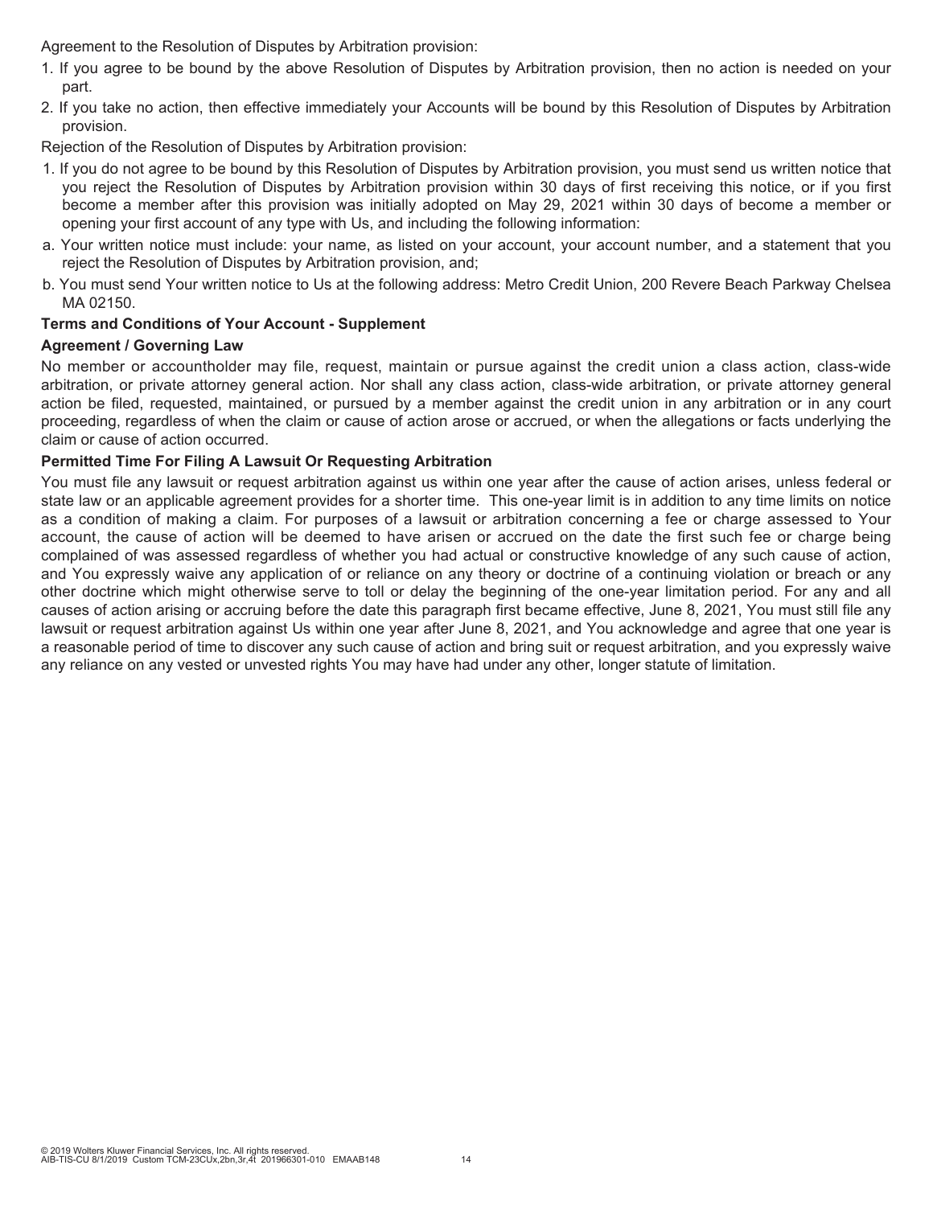Agreement to the Resolution of Disputes by Arbitration provision:

1. If you agree to be bound by the above Resolution of Disputes by Arbitration provision, then no action is needed on your part.
2. If you take no action, then effective immediately your Accounts will be bound by this Resolution of Disputes by Arbitration provision.

Rejection of the Resolution of Disputes by Arbitration provision:

1. If you do not agree to be bound by this Resolution of Disputes by Arbitration provision, you must send us written notice that you reject the Resolution of Disputes by Arbitration provision within 30 days of first receiving this notice, or if you first become a member after this provision was initially adopted on May 29, 2021 within 30 days of become a member or opening your first account of any type with Us, and including the following information:

a. Your written notice must include: your name, as listed on your account, your account number, and a statement that you reject the Resolution of Disputes by Arbitration provision, and;

b. You must send Your written notice to Us at the following address: Metro Credit Union, 200 Revere Beach Parkway Chelsea MA 02150.

**Terms and Conditions of Your Account - Supplement**

**Agreement / Governing Law**

No member or accountholder may file, request, maintain or pursue against the credit union a class action, class-wide arbitration, or private attorney general action. Nor shall any class action, class-wide arbitration, or private attorney general action be filed, requested, maintained, or pursued by a member against the credit union in any arbitration or in any court proceeding, regardless of when the claim or cause of action arose or accrued, or when the allegations or facts underlying the claim or cause of action occurred.

**Permitted Time For Filing A Lawsuit Or Requesting Arbitration**

You must file any lawsuit or request arbitration against us within one year after the cause of action arises, unless federal or state law or an applicable agreement provides for a shorter time. This one-year limit is in addition to any time limits on notice as a condition of making a claim. For purposes of a lawsuit or arbitration concerning a fee or charge assessed to Your account, the cause of action will be deemed to have arisen or accrued on the date the first such fee or charge being complained of was assessed regardless of whether you had actual or constructive knowledge of any such cause of action, and You expressly waive any application of or reliance on any theory or doctrine of a continuing violation or breach or any other doctrine which might otherwise serve to toll or delay the beginning of the one-year limitation period. For any and all causes of action arising or accruing before the date this paragraph first became effective, June 8, 2021, You must still file any lawsuit or request arbitration against Us within one year after June 8, 2021, and You acknowledge and agree that one year is a reasonable period of time to discover any such cause of action and bring suit or request arbitration, and you expressly waive any reliance on any vested or unvested rights You may have had under any other, longer statute of limitation.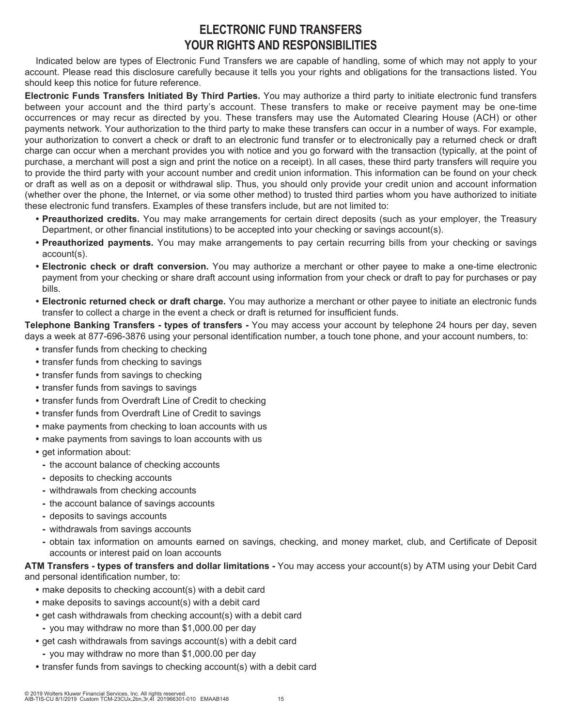# ELECTRONIC FUND TRANSFERS
# YOUR RIGHTS AND RESPONSIBILITIES

Indicated below are types of Electronic Fund Transfers we are capable of handling, some of which may not apply to your account. Please read this disclosure carefully because it tells you your rights and obligations for the transactions listed. You should keep this notice for future reference.

**Electronic Funds Transfers Initiated By Third Parties.** You may authorize a third party to initiate electronic fund transfers between your account and the third party's account. These transfers to make or receive payment may be one-time occurrences or may recur as directed by you. These transfers may use the Automated Clearing House (ACH) or other payments network. Your authorization to the third party to make these transfers can occur in a number of ways. For example, your authorization to convert a check or draft to an electronic fund transfer or to electronically pay a returned check or draft charge can occur when a merchant provides you with notice and you go forward with the transaction (typically, at the point of purchase, a merchant will post a sign and print the notice on a receipt). In all cases, these third party transfers will require you to provide the third party with your account number and credit union information. This information can be found on your check or draft as well as on a deposit or withdrawal slip. Thus, you should only provide your credit union and account information (whether over the phone, the Internet, or via some other method) to trusted third parties whom you have authorized to initiate these electronic fund transfers. Examples of these transfers include, but are not limited to:

- **Preauthorized credits.** You may make arrangements for certain direct deposits (such as your employer, the Treasury Department, or other financial institutions) to be accepted into your checking or savings account(s).
- **Preauthorized payments.** You may make arrangements to pay certain recurring bills from your checking or savings account(s).
- **Electronic check or draft conversion.** You may authorize a merchant or other payee to make a one-time electronic payment from your checking or share draft account using information from your check or draft to pay for purchases or pay bills.
- **Electronic returned check or draft charge.** You may authorize a merchant or other payee to initiate an electronic funds transfer to collect a charge in the event a check or draft is returned for insufficient funds.

**Telephone Banking Transfers - types of transfers -** You may access your account by telephone 24 hours per day, seven days a week at 877-696-3876 using your personal identification number, a touch tone phone, and your account numbers, to:

- transfer funds from checking to checking
- transfer funds from checking to savings
- transfer funds from savings to checking
- transfer funds from savings to savings
- transfer funds from Overdraft Line of Credit to checking
- transfer funds from Overdraft Line of Credit to savings
- make payments from checking to loan accounts with us
- make payments from savings to loan accounts with us
- get information about:
  - the account balance of checking accounts
  - deposits to checking accounts
  - withdrawals from checking accounts
  - the account balance of savings accounts
  - deposits to savings accounts
  - withdrawals from savings accounts
  - obtain tax information on amounts earned on savings, checking, and money market, club, and Certificate of Deposit accounts or interest paid on loan accounts

**ATM Transfers - types of transfers and dollar limitations -** You may access your account(s) by ATM using your Debit Card and personal identification number, to:

- make deposits to checking account(s) with a debit card
- make deposits to savings account(s) with a debit card
- get cash withdrawals from checking account(s) with a debit card
  - you may withdraw no more than $1,000.00 per day
- get cash withdrawals from savings account(s) with a debit card
  - you may withdraw no more than $1,000.00 per day
- transfer funds from savings to checking account(s) with a debit card

© 2019 Wolters Kluwer Financial Services, Inc. All rights reserved.
AIB-TIS-CU 8/1/2019 Custom TCM-23CUx,2bn,3r,4t 201966301-010 EMAAB148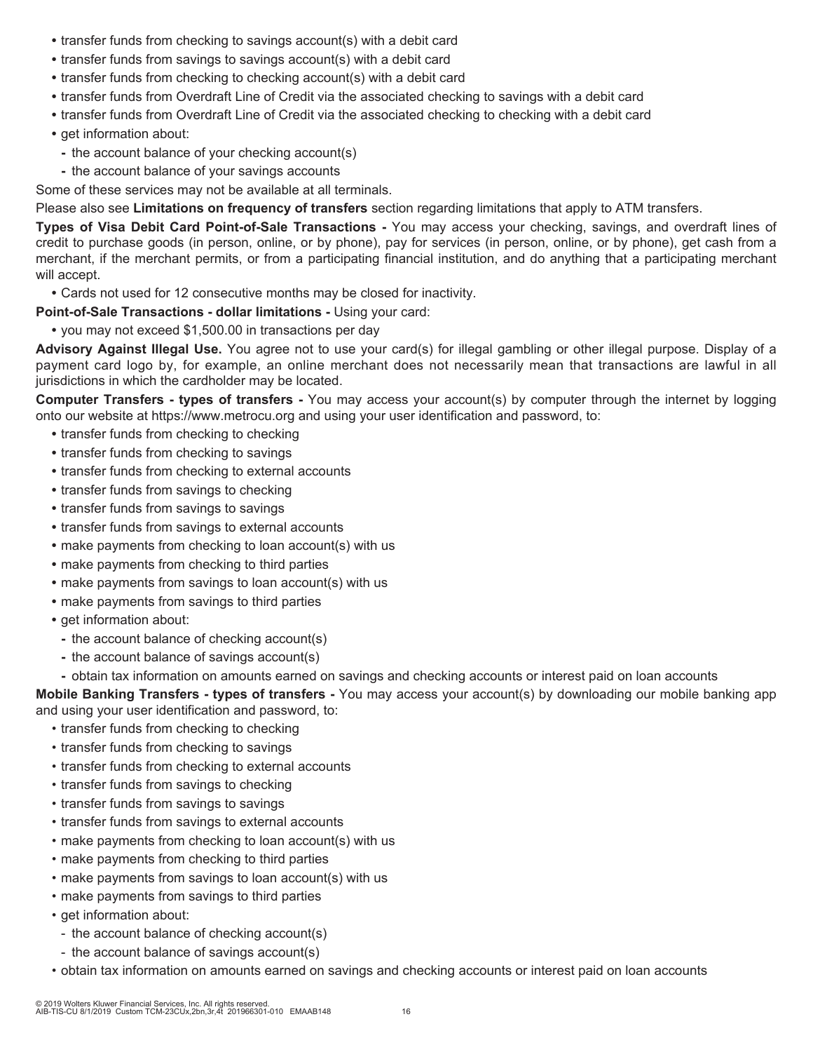- transfer funds from checking to savings account(s) with a debit card
- transfer funds from savings to savings account(s) with a debit card
- transfer funds from checking to checking account(s) with a debit card
- transfer funds from Overdraft Line of Credit via the associated checking to savings with a debit card
- transfer funds from Overdraft Line of Credit via the associated checking to checking with a debit card
- get information about:
  - the account balance of your checking account(s)
  - the account balance of your savings accounts

Some of these services may not be available at all terminals.

Please also see **Limitations on frequency of transfers** section regarding limitations that apply to ATM transfers.

**Types of Visa Debit Card Point-of-Sale Transactions -** You may access your checking, savings, and overdraft lines of credit to purchase goods (in person, online, or by phone), pay for services (in person, online, or by phone), get cash from a merchant, if the merchant permits, or from a participating financial institution, and do anything that a participating merchant will accept.

- Cards not used for 12 consecutive months may be closed for inactivity.

**Point-of-Sale Transactions - dollar limitations -** Using your card:

- you may not exceed $1,500.00 in transactions per day

**Advisory Against Illegal Use.** You agree not to use your card(s) for illegal gambling or other illegal purpose. Display of a payment card logo by, for example, an online merchant does not necessarily mean that transactions are lawful in all jurisdictions in which the cardholder may be located.

**Computer Transfers - types of transfers -** You may access your account(s) by computer through the internet by logging onto our website at https://www.metrocu.org and using your user identification and password, to:

- transfer funds from checking to checking
- transfer funds from checking to savings
- transfer funds from checking to external accounts
- transfer funds from savings to checking
- transfer funds from savings to savings
- transfer funds from savings to external accounts
- make payments from checking to loan account(s) with us
- make payments from checking to third parties
- make payments from savings to loan account(s) with us
- make payments from savings to third parties
- get information about:
  - the account balance of checking account(s)
  - the account balance of savings account(s)
  - obtain tax information on amounts earned on savings and checking accounts or interest paid on loan accounts

**Mobile Banking Transfers - types of transfers -** You may access your account(s) by downloading our mobile banking app and using your user identification and password, to:

- transfer funds from checking to checking
- transfer funds from checking to savings
- transfer funds from checking to external accounts
- transfer funds from savings to checking
- transfer funds from savings to savings
- transfer funds from savings to external accounts
- make payments from checking to loan account(s) with us
- make payments from checking to third parties
- make payments from savings to loan account(s) with us
- make payments from savings to third parties
- get information about:
  - the account balance of checking account(s)
  - the account balance of savings account(s)
- obtain tax information on amounts earned on savings and checking accounts or interest paid on loan accounts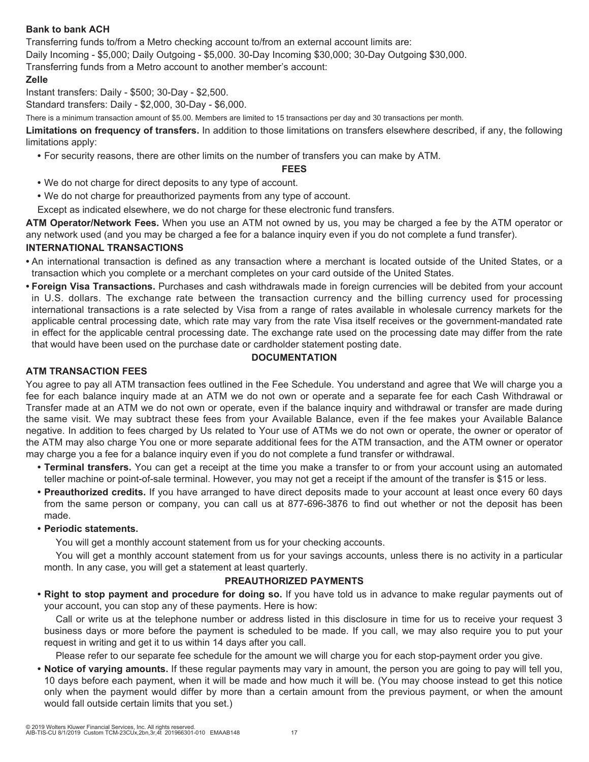**Bank to bank ACH**

Transferring funds to/from a Metro checking account to/from an external account limits are:

Daily Incoming - $5,000; Daily Outgoing - $5,000. 30-Day Incoming $30,000; 30-Day Outgoing $30,000.

Transferring funds from a Metro account to another member's account:

**Zelle**

Instant transfers: Daily - $500; 30-Day - $2,500.

Standard transfers: Daily - $2,000, 30-Day - $6,000.

There is a minimum transaction amount of $5.00. Members are limited to 15 transactions per day and 30 transactions per month.

**Limitations on frequency of transfers.** In addition to those limitations on transfers elsewhere described, if any, the following limitations apply:

- For security reasons, there are other limits on the number of transfers you can make by ATM.

## FEES

- We do not charge for direct deposits to any type of account.
- We do not charge for preauthorized payments from any type of account.

Except as indicated elsewhere, we do not charge for these electronic fund transfers.

**ATM Operator/Network Fees.** When you use an ATM not owned by us, you may be charged a fee by the ATM operator or any network used (and you may be charged a fee for a balance inquiry even if you do not complete a fund transfer).

## INTERNATIONAL TRANSACTIONS

- An international transaction is defined as any transaction where a merchant is located outside of the United States, or a transaction which you complete or a merchant completes on your card outside of the United States.
- **Foreign Visa Transactions.** Purchases and cash withdrawals made in foreign currencies will be debited from your account in U.S. dollars. The exchange rate between the transaction currency and the billing currency used for processing international transactions is a rate selected by Visa from a range of rates available in wholesale currency markets for the applicable central processing date, which rate may vary from the rate Visa itself receives or the government-mandated rate in effect for the applicable central processing date. The exchange rate used on the processing date may differ from the rate that would have been used on the purchase date or cardholder statement posting date.

## DOCUMENTATION

## ATM TRANSACTION FEES

You agree to pay all ATM transaction fees outlined in the Fee Schedule. You understand and agree that We will charge you a fee for each balance inquiry made at an ATM we do not own or operate and a separate fee for each Cash Withdrawal or Transfer made at an ATM we do not own or operate, even if the balance inquiry and withdrawal or transfer are made during the same visit. We may subtract these fees from your Available Balance, even if the fee makes your Available Balance negative. In addition to fees charged by Us related to Your use of ATMs we do not own or operate, the owner or operator of the ATM may also charge You one or more separate additional fees for the ATM transaction, and the ATM owner or operator may charge you a fee for a balance inquiry even if you do not complete a fund transfer or withdrawal.

- **Terminal transfers.** You can get a receipt at the time you make a transfer to or from your account using an automated teller machine or point-of-sale terminal. However, you may not get a receipt if the amount of the transfer is $15 or less.
- **Preauthorized credits.** If you have arranged to have direct deposits made to your account at least once every 60 days from the same person or company, you can call us at 877-696-3876 to find out whether or not the deposit has been made.
- **Periodic statements.**

  You will get a monthly account statement from us for your checking accounts.

  You will get a monthly account statement from us for your savings accounts, unless there is no activity in a particular month. In any case, you will get a statement at least quarterly.

## PREAUTHORIZED PAYMENTS

- **Right to stop payment and procedure for doing so.** If you have told us in advance to make regular payments out of your account, you can stop any of these payments. Here is how:

  Call or write us at the telephone number or address listed in this disclosure in time for us to receive your request 3 business days or more before the payment is scheduled to be made. If you call, we may also require you to put your request in writing and get it to us within 14 days after you call.

  Please refer to our separate fee schedule for the amount we will charge you for each stop-payment order you give.

- **Notice of varying amounts.** If these regular payments may vary in amount, the person you are going to pay will tell you, 10 days before each payment, when it will be made and how much it will be. (You may choose instead to get this notice only when the payment would differ by more than a certain amount from the previous payment, or when the amount would fall outside certain limits that you set.)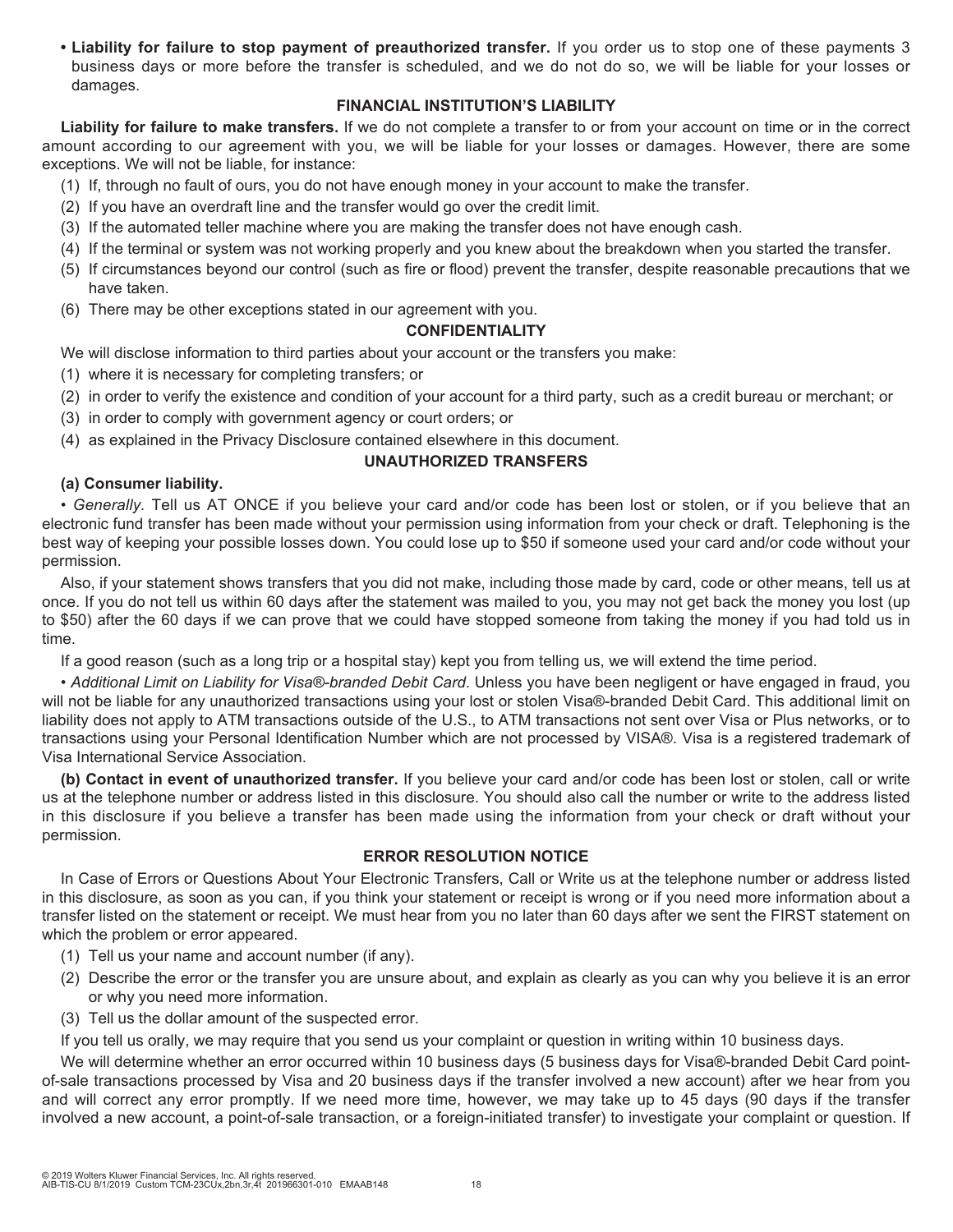- **Liability for failure to stop payment of preauthorized transfer.** If you order us to stop one of these payments 3 business days or more before the transfer is scheduled, and we do not do so, we will be liable for your losses or damages.

## FINANCIAL INSTITUTION'S LIABILITY

**Liability for failure to make transfers.** If we do not complete a transfer to or from your account on time or in the correct amount according to our agreement with you, we will be liable for your losses or damages. However, there are some exceptions. We will not be liable, for instance:

(1) If, through no fault of ours, you do not have enough money in your account to make the transfer.

(2) If you have an overdraft line and the transfer would go over the credit limit.

(3) If the automated teller machine where you are making the transfer does not have enough cash.

(4) If the terminal or system was not working properly and you knew about the breakdown when you started the transfer.

(5) If circumstances beyond our control (such as fire or flood) prevent the transfer, despite reasonable precautions that we have taken.

(6) There may be other exceptions stated in our agreement with you.

## CONFIDENTIALITY

We will disclose information to third parties about your account or the transfers you make:

(1) where it is necessary for completing transfers; or

(2) in order to verify the existence and condition of your account for a third party, such as a credit bureau or merchant; or

(3) in order to comply with government agency or court orders; or

(4) as explained in the Privacy Disclosure contained elsewhere in this document.

## UNAUTHORIZED TRANSFERS

**(a) Consumer liability.**

• *Generally*. Tell us AT ONCE if you believe your card and/or code has been lost or stolen, or if you believe that an electronic fund transfer has been made without your permission using information from your check or draft. Telephoning is the best way of keeping your possible losses down. You could lose up to $50 if someone used your card and/or code without your permission.

Also, if your statement shows transfers that you did not make, including those made by card, code or other means, tell us at once. If you do not tell us within 60 days after the statement was mailed to you, you may not get back the money you lost (up to $50) after the 60 days if we can prove that we could have stopped someone from taking the money if you had told us in time.

If a good reason (such as a long trip or a hospital stay) kept you from telling us, we will extend the time period.

• *Additional Limit on Liability for Visa®-branded Debit Card*. Unless you have been negligent or have engaged in fraud, you will not be liable for any unauthorized transactions using your lost or stolen Visa®-branded Debit Card. This additional limit on liability does not apply to ATM transactions outside of the U.S., to ATM transactions not sent over Visa or Plus networks, or to transactions using your Personal Identification Number which are not processed by VISA®. Visa is a registered trademark of Visa International Service Association.

**(b) Contact in event of unauthorized transfer.** If you believe your card and/or code has been lost or stolen, call or write us at the telephone number or address listed in this disclosure. You should also call the number or write to the address listed in this disclosure if you believe a transfer has been made using the information from your check or draft without your permission.

## ERROR RESOLUTION NOTICE

In Case of Errors or Questions About Your Electronic Transfers, Call or Write us at the telephone number or address listed in this disclosure, as soon as you can, if you think your statement or receipt is wrong or if you need more information about a transfer listed on the statement or receipt. We must hear from you no later than 60 days after we sent the FIRST statement on which the problem or error appeared.

(1) Tell us your name and account number (if any).

(2) Describe the error or the transfer you are unsure about, and explain as clearly as you can why you believe it is an error or why you need more information.

(3) Tell us the dollar amount of the suspected error.

If you tell us orally, we may require that you send us your complaint or question in writing within 10 business days.

We will determine whether an error occurred within 10 business days (5 business days for Visa®-branded Debit Card point-of-sale transactions processed by Visa and 20 business days if the transfer involved a new account) after we hear from you and will correct any error promptly. If we need more time, however, we may take up to 45 days (90 days if the transfer involved a new account, a point-of-sale transaction, or a foreign-initiated transfer) to investigate your complaint or question. If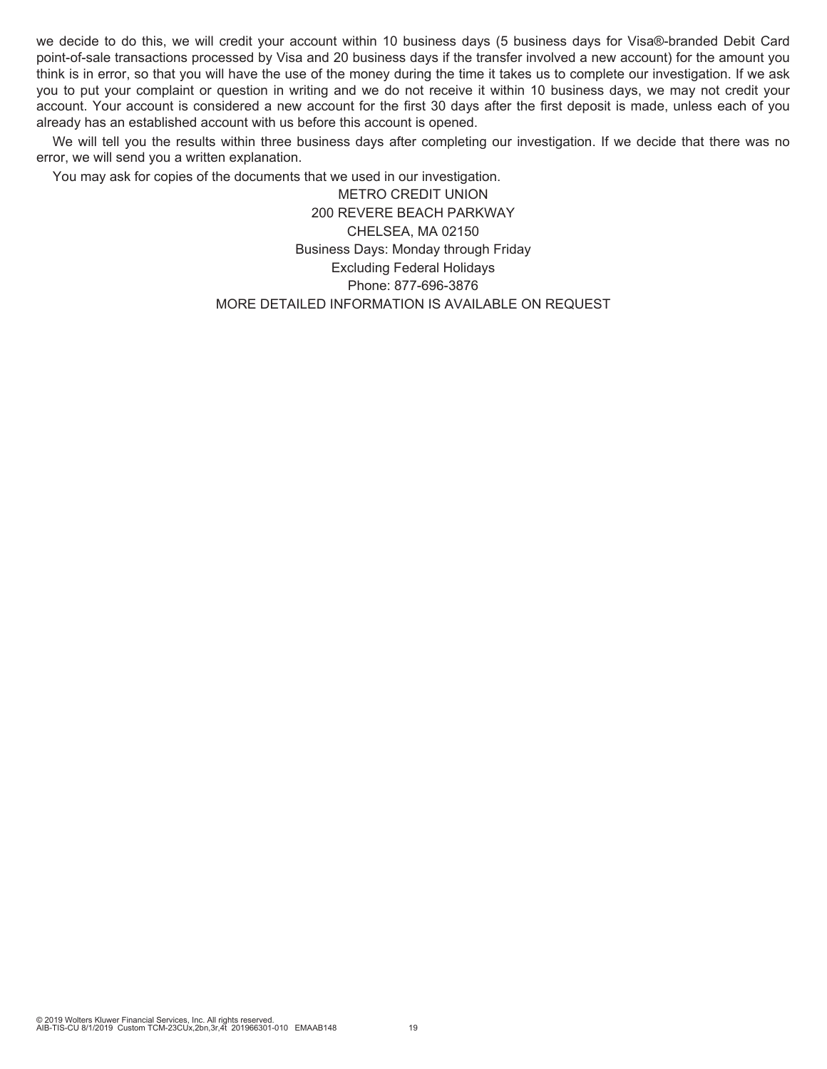we decide to do this, we will credit your account within 10 business days (5 business days for Visa®-branded Debit Card point-of-sale transactions processed by Visa and 20 business days if the transfer involved a new account) for the amount you think is in error, so that you will have the use of the money during the time it takes us to complete our investigation. If we ask you to put your complaint or question in writing and we do not receive it within 10 business days, we may not credit your account. Your account is considered a new account for the first 30 days after the first deposit is made, unless each of you already has an established account with us before this account is opened.

We will tell you the results within three business days after completing our investigation. If we decide that there was no error, we will send you a written explanation.

You may ask for copies of the documents that we used in our investigation.

METRO CREDIT UNION
200 REVERE BEACH PARKWAY
CHELSEA, MA 02150
Business Days: Monday through Friday
Excluding Federal Holidays
Phone: 877-696-3876
MORE DETAILED INFORMATION IS AVAILABLE ON REQUEST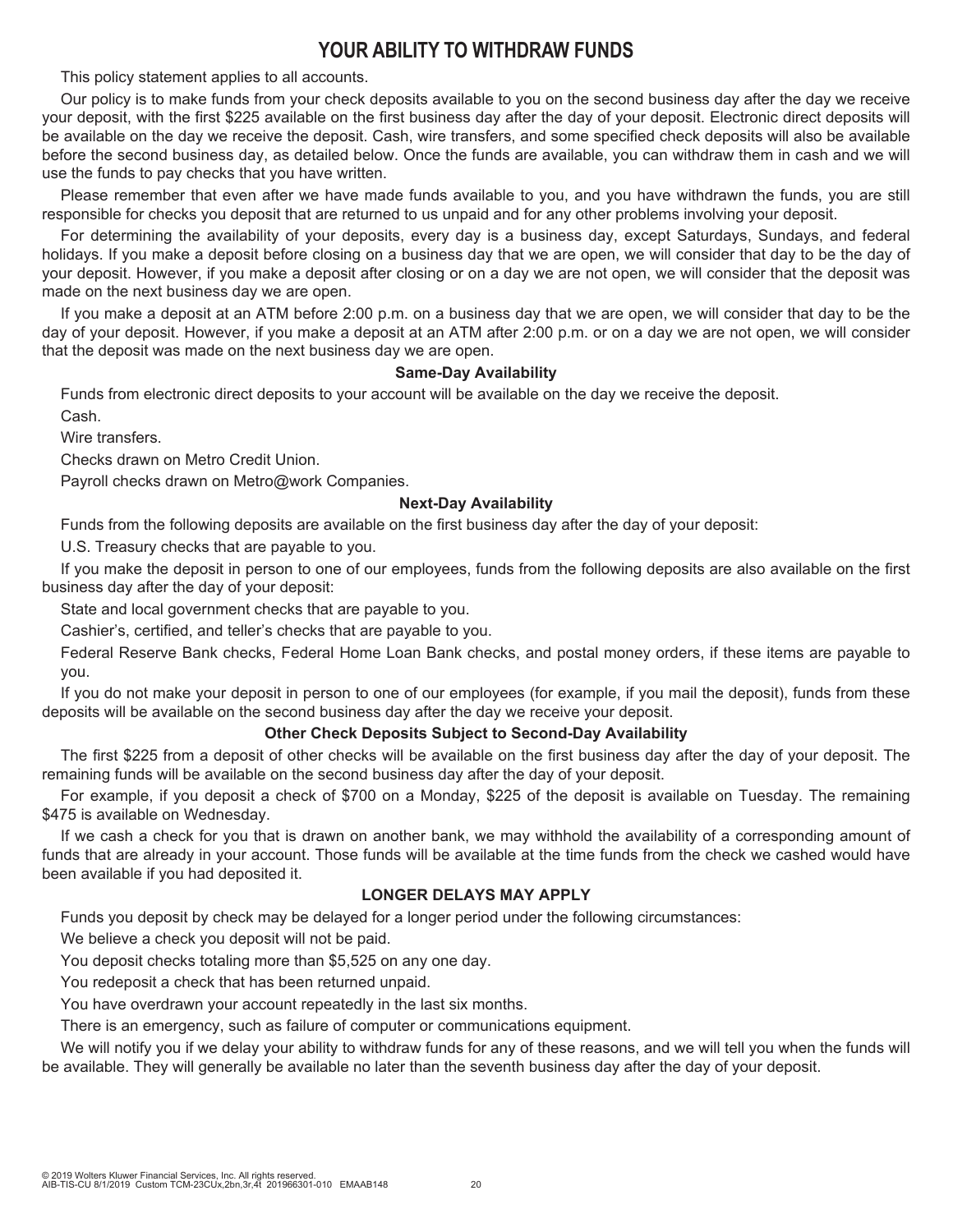# YOUR ABILITY TO WITHDRAW FUNDS

This policy statement applies to all accounts.

Our policy is to make funds from your check deposits available to you on the second business day after the day we receive your deposit, with the first $225 available on the first business day after the day of your deposit. Electronic direct deposits will be available on the day we receive the deposit. Cash, wire transfers, and some specified check deposits will also be available before the second business day, as detailed below. Once the funds are available, you can withdraw them in cash and we will use the funds to pay checks that you have written.

Please remember that even after we have made funds available to you, and you have withdrawn the funds, you are still responsible for checks you deposit that are returned to us unpaid and for any other problems involving your deposit.

For determining the availability of your deposits, every day is a business day, except Saturdays, Sundays, and federal holidays. If you make a deposit before closing on a business day that we are open, we will consider that day to be the day of your deposit. However, if you make a deposit after closing or on a day we are not open, we will consider that the deposit was made on the next business day we are open.

If you make a deposit at an ATM before 2:00 p.m. on a business day that we are open, we will consider that day to be the day of your deposit. However, if you make a deposit at an ATM after 2:00 p.m. or on a day we are not open, we will consider that the deposit was made on the next business day we are open.

**Same-Day Availability**

Funds from electronic direct deposits to your account will be available on the day we receive the deposit.

Cash.

Wire transfers.

Checks drawn on Metro Credit Union.

Payroll checks drawn on Metro@work Companies.

**Next-Day Availability**

Funds from the following deposits are available on the first business day after the day of your deposit:

U.S. Treasury checks that are payable to you.

If you make the deposit in person to one of our employees, funds from the following deposits are also available on the first business day after the day of your deposit:

State and local government checks that are payable to you.

Cashier's, certified, and teller's checks that are payable to you.

Federal Reserve Bank checks, Federal Home Loan Bank checks, and postal money orders, if these items are payable to you.

If you do not make your deposit in person to one of our employees (for example, if you mail the deposit), funds from these deposits will be available on the second business day after the day we receive your deposit.

**Other Check Deposits Subject to Second-Day Availability**

The first $225 from a deposit of other checks will be available on the first business day after the day of your deposit. The remaining funds will be available on the second business day after the day of your deposit.

For example, if you deposit a check of $700 on a Monday, $225 of the deposit is available on Tuesday. The remaining $475 is available on Wednesday.

If we cash a check for you that is drawn on another bank, we may withhold the availability of a corresponding amount of funds that are already in your account. Those funds will be available at the time funds from the check we cashed would have been available if you had deposited it.

**LONGER DELAYS MAY APPLY**

Funds you deposit by check may be delayed for a longer period under the following circumstances:

We believe a check you deposit will not be paid.

You deposit checks totaling more than $5,525 on any one day.

You redeposit a check that has been returned unpaid.

You have overdrawn your account repeatedly in the last six months.

There is an emergency, such as failure of computer or communications equipment.

We will notify you if we delay your ability to withdraw funds for any of these reasons, and we will tell you when the funds will be available. They will generally be available no later than the seventh business day after the day of your deposit.

© 2019 Wolters Kluwer Financial Services, Inc. All rights reserved.
AIB-TIS-CU 8/1/2019 Custom TCM-23CUx,2bn,3r,4t 201966301-010 EMAAB148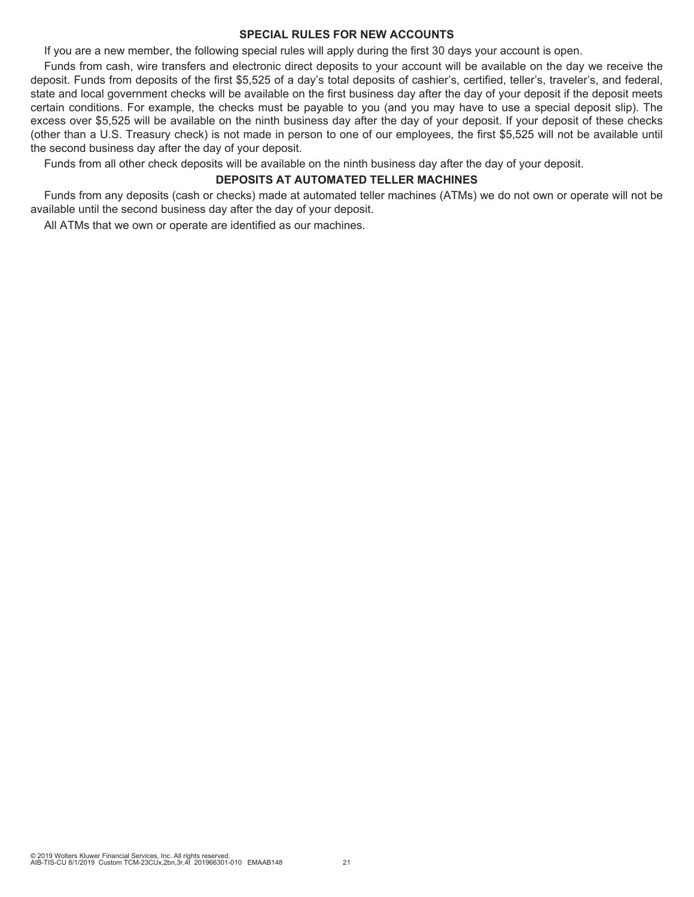## SPECIAL RULES FOR NEW ACCOUNTS

If you are a new member, the following special rules will apply during the first 30 days your account is open.

Funds from cash, wire transfers and electronic direct deposits to your account will be available on the day we receive the deposit. Funds from deposits of the first $5,525 of a day's total deposits of cashier's, certified, teller's, traveler's, and federal, state and local government checks will be available on the first business day after the day of your deposit if the deposit meets certain conditions. For example, the checks must be payable to you (and you may have to use a special deposit slip). The excess over $5,525 will be available on the ninth business day after the day of your deposit. If your deposit of these checks (other than a U.S. Treasury check) is not made in person to one of our employees, the first $5,525 will not be available until the second business day after the day of your deposit.

Funds from all other check deposits will be available on the ninth business day after the day of your deposit.

## DEPOSITS AT AUTOMATED TELLER MACHINES

Funds from any deposits (cash or checks) made at automated teller machines (ATMs) we do not own or operate will not be available until the second business day after the day of your deposit.

All ATMs that we own or operate are identified as our machines.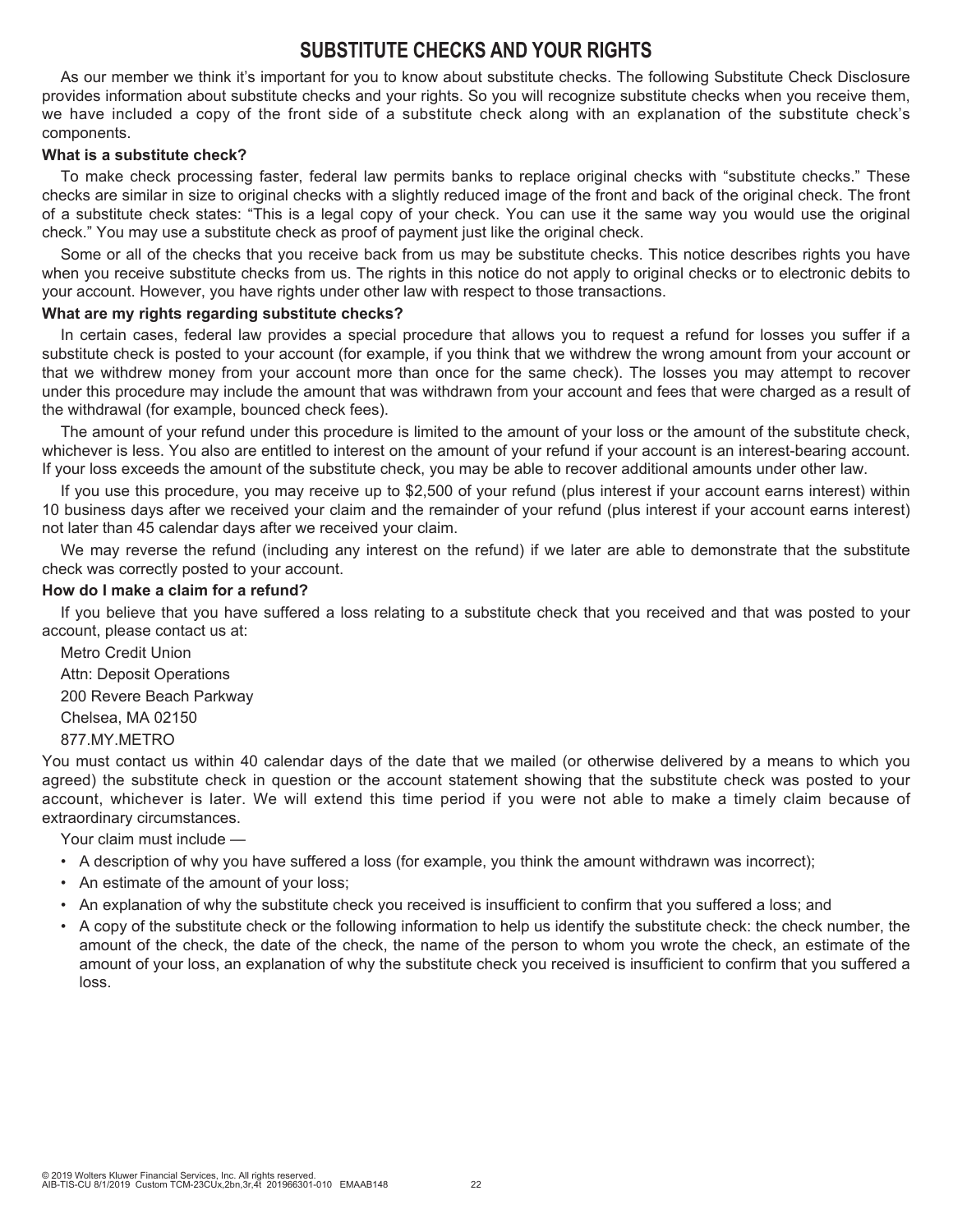# SUBSTITUTE CHECKS AND YOUR RIGHTS

As our member we think it's important for you to know about substitute checks. The following Substitute Check Disclosure provides information about substitute checks and your rights. So you will recognize substitute checks when you receive them, we have included a copy of the front side of a substitute check along with an explanation of the substitute check's components.

**What is a substitute check?**

To make check processing faster, federal law permits banks to replace original checks with "substitute checks." These checks are similar in size to original checks with a slightly reduced image of the front and back of the original check. The front of a substitute check states: "This is a legal copy of your check. You can use it the same way you would use the original check." You may use a substitute check as proof of payment just like the original check.

Some or all of the checks that you receive back from us may be substitute checks. This notice describes rights you have when you receive substitute checks from us. The rights in this notice do not apply to original checks or to electronic debits to your account. However, you have rights under other law with respect to those transactions.

**What are my rights regarding substitute checks?**

In certain cases, federal law provides a special procedure that allows you to request a refund for losses you suffer if a substitute check is posted to your account (for example, if you think that we withdrew the wrong amount from your account or that we withdrew money from your account more than once for the same check). The losses you may attempt to recover under this procedure may include the amount that was withdrawn from your account and fees that were charged as a result of the withdrawal (for example, bounced check fees).

The amount of your refund under this procedure is limited to the amount of your loss or the amount of the substitute check, whichever is less. You also are entitled to interest on the amount of your refund if your account is an interest-bearing account. If your loss exceeds the amount of the substitute check, you may be able to recover additional amounts under other law.

If you use this procedure, you may receive up to $2,500 of your refund (plus interest if your account earns interest) within 10 business days after we received your claim and the remainder of your refund (plus interest if your account earns interest) not later than 45 calendar days after we received your claim.

We may reverse the refund (including any interest on the refund) if we later are able to demonstrate that the substitute check was correctly posted to your account.

**How do I make a claim for a refund?**

If you believe that you have suffered a loss relating to a substitute check that you received and that was posted to your account, please contact us at:

Metro Credit Union
Attn: Deposit Operations
200 Revere Beach Parkway
Chelsea, MA 02150
877.MY.METRO

You must contact us within 40 calendar days of the date that we mailed (or otherwise delivered by a means to which you agreed) the substitute check in question or the account statement showing that the substitute check was posted to your account, whichever is later. We will extend this time period if you were not able to make a timely claim because of extraordinary circumstances.

Your claim must include —

- A description of why you have suffered a loss (for example, you think the amount withdrawn was incorrect);
- An estimate of the amount of your loss;
- An explanation of why the substitute check you received is insufficient to confirm that you suffered a loss; and
- A copy of the substitute check or the following information to help us identify the substitute check: the check number, the amount of the check, the date of the check, the name of the person to whom you wrote the check, an estimate of the amount of your loss, an explanation of why the substitute check you received is insufficient to confirm that you suffered a loss.

© 2019 Wolters Kluwer Financial Services, Inc. All rights reserved.
AIB-TIS-CU 8/1/2019 Custom TCM-23CUx,2bn,3r,4t 201966301-010 EMAAB148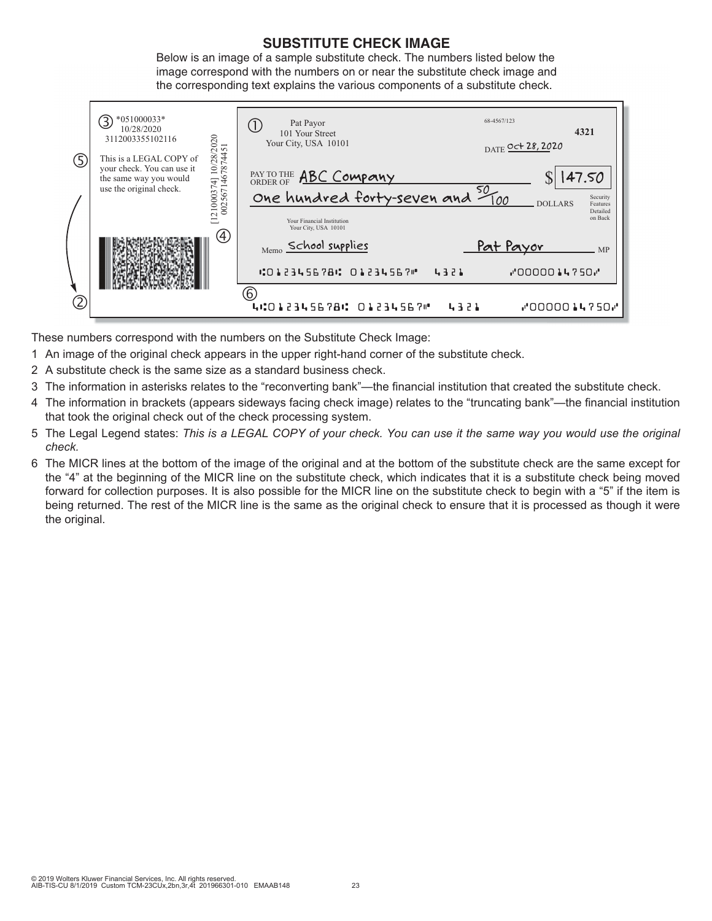## SUBSTITUTE CHECK IMAGE

Below is an image of a sample substitute check. The numbers listed below the image correspond with the numbers on or near the substitute check image and the corresponding text explains the various components of a substitute check.

③ *051000033*
10/28/2020
3112003355102116

⑤ This is a LEGAL COPY of your check. You can use it the same way you would use the original check.

④ [121000374] 10/28/2020
0025671467874451

① Pat Payor
101 Your Street
Your City, USA 10101

68-4567/123

4321

DATE Oct 28, 2020

PAY TO THE ORDER OF ABC Company $ 147.50

One hundred forty-seven and 50/100 DOLLARS

Security Features Detailed on Back

Your Financial Institution
Your City, USA 10101

Memo School supplies Pat Payor MP

⑆012345678⑆ 01234567⑈ 4321 ⑇0000014750⑇

② ⑥ 4⑆012345678⑆ 01234567⑈ 4321 ⑇0000014750⑇

These numbers correspond with the numbers on the Substitute Check Image:

1. An image of the original check appears in the upper right-hand corner of the substitute check.
2. A substitute check is the same size as a standard business check.
3. The information in asterisks relates to the "reconverting bank"—the financial institution that created the substitute check.
4. The information in brackets (appears sideways facing check image) relates to the "truncating bank"—the financial institution that took the original check out of the check processing system.
5. The Legal Legend states: *This is a LEGAL COPY of your check. You can use it the same way you would use the original check.*
6. The MICR lines at the bottom of the image of the original and at the bottom of the substitute check are the same except for the "4" at the beginning of the MICR line on the substitute check, which indicates that it is a substitute check being moved forward for collection purposes. It is also possible for the MICR line on the substitute check to begin with a "5" if the item is being returned. The rest of the MICR line is the same as the original check to ensure that it is processed as though it were the original.

© 2019 Wolters Kluwer Financial Services, Inc. All rights reserved.
AIB-TIS-CU 8/1/2019 Custom TCM-23CUx,2bn,3r,4t 201966301-010 EMAAB148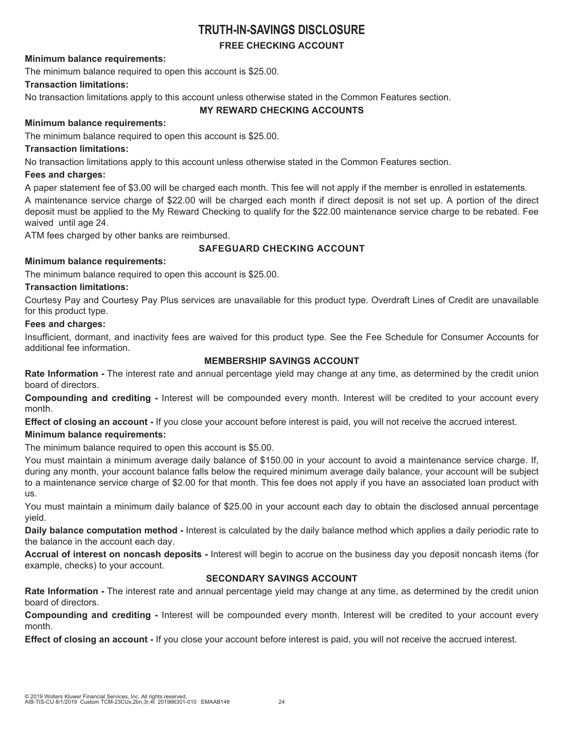# TRUTH-IN-SAVINGS DISCLOSURE

## FREE CHECKING ACCOUNT

**Minimum balance requirements:**

The minimum balance required to open this account is $25.00.

**Transaction limitations:**

No transaction limitations apply to this account unless otherwise stated in the Common Features section.

## MY REWARD CHECKING ACCOUNTS

**Minimum balance requirements:**

The minimum balance required to open this account is $25.00.

**Transaction limitations:**

No transaction limitations apply to this account unless otherwise stated in the Common Features section.

**Fees and charges:**

A paper statement fee of $3.00 will be charged each month. This fee will not apply if the member is enrolled in estatements.

A maintenance service charge of $22.00 will be charged each month if direct deposit is not set up. A portion of the direct deposit must be applied to the My Reward Checking to qualify for the $22.00 maintenance service charge to be rebated. Fee waived until age 24.

ATM fees charged by other banks are reimbursed.

## SAFEGUARD CHECKING ACCOUNT

**Minimum balance requirements:**

The minimum balance required to open this account is $25.00.

**Transaction limitations:**

Courtesy Pay and Courtesy Pay Plus services are unavailable for this product type. Overdraft Lines of Credit are unavailable for this product type.

**Fees and charges:**

Insufficient, dormant, and inactivity fees are waived for this product type. See the Fee Schedule for Consumer Accounts for additional fee information.

## MEMBERSHIP SAVINGS ACCOUNT

**Rate Information -** The interest rate and annual percentage yield may change at any time, as determined by the credit union board of directors.

**Compounding and crediting -** Interest will be compounded every month. Interest will be credited to your account every month.

**Effect of closing an account -** If you close your account before interest is paid, you will not receive the accrued interest.

**Minimum balance requirements:**

The minimum balance required to open this account is $5.00.

You must maintain a minimum average daily balance of $150.00 in your account to avoid a maintenance service charge. If, during any month, your account balance falls below the required minimum average daily balance, your account will be subject to a maintenance service charge of $2.00 for that month. This fee does not apply if you have an associated loan product with us.

You must maintain a minimum daily balance of $25.00 in your account each day to obtain the disclosed annual percentage yield.

**Daily balance computation method -** Interest is calculated by the daily balance method which applies a daily periodic rate to the balance in the account each day.

**Accrual of interest on noncash deposits -** Interest will begin to accrue on the business day you deposit noncash items (for example, checks) to your account.

## SECONDARY SAVINGS ACCOUNT

**Rate Information -** The interest rate and annual percentage yield may change at any time, as determined by the credit union board of directors.

**Compounding and crediting -** Interest will be compounded every month. Interest will be credited to your account every month.

**Effect of closing an account -** If you close your account before interest is paid, you will not receive the accrued interest.

© 2019 Wolters Kluwer Financial Services, Inc. All rights reserved.
AIB-TIS-CU 8/1/2019 Custom TCM-23CUx,2bn,3r,4t 201966301-010 EMAAB148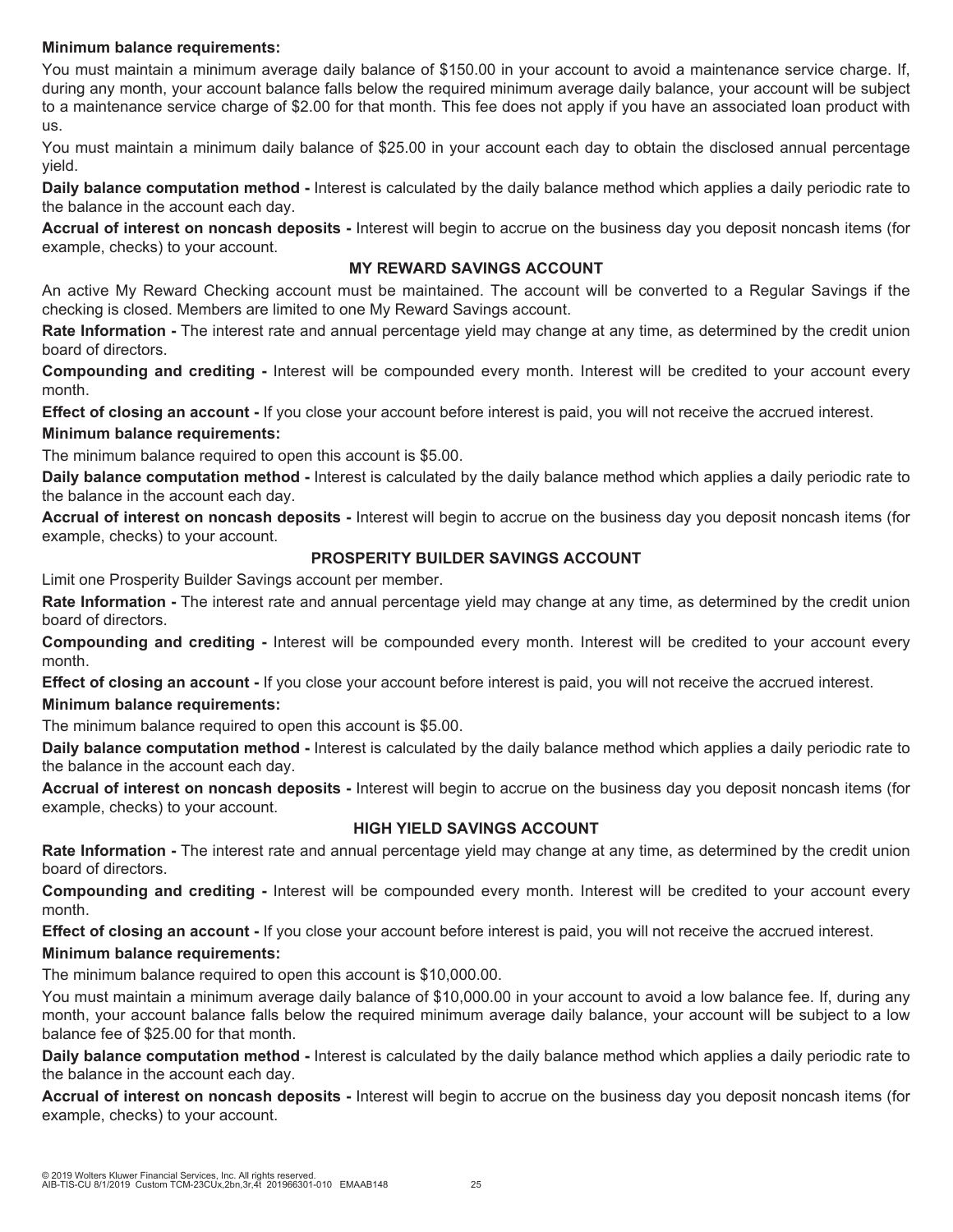**Minimum balance requirements:**

You must maintain a minimum average daily balance of $150.00 in your account to avoid a maintenance service charge. If, during any month, your account balance falls below the required minimum average daily balance, your account will be subject to a maintenance service charge of $2.00 for that month. This fee does not apply if you have an associated loan product with us.

You must maintain a minimum daily balance of $25.00 in your account each day to obtain the disclosed annual percentage yield.

**Daily balance computation method -** Interest is calculated by the daily balance method which applies a daily periodic rate to the balance in the account each day.

**Accrual of interest on noncash deposits -** Interest will begin to accrue on the business day you deposit noncash items (for example, checks) to your account.

### MY REWARD SAVINGS ACCOUNT

An active My Reward Checking account must be maintained. The account will be converted to a Regular Savings if the checking is closed. Members are limited to one My Reward Savings account.

**Rate Information -** The interest rate and annual percentage yield may change at any time, as determined by the credit union board of directors.

**Compounding and crediting -** Interest will be compounded every month. Interest will be credited to your account every month.

**Effect of closing an account -** If you close your account before interest is paid, you will not receive the accrued interest.

**Minimum balance requirements:**

The minimum balance required to open this account is $5.00.

**Daily balance computation method -** Interest is calculated by the daily balance method which applies a daily periodic rate to the balance in the account each day.

**Accrual of interest on noncash deposits -** Interest will begin to accrue on the business day you deposit noncash items (for example, checks) to your account.

### PROSPERITY BUILDER SAVINGS ACCOUNT

Limit one Prosperity Builder Savings account per member.

**Rate Information -** The interest rate and annual percentage yield may change at any time, as determined by the credit union board of directors.

**Compounding and crediting -** Interest will be compounded every month. Interest will be credited to your account every month.

**Effect of closing an account -** If you close your account before interest is paid, you will not receive the accrued interest.

**Minimum balance requirements:**

The minimum balance required to open this account is $5.00.

**Daily balance computation method -** Interest is calculated by the daily balance method which applies a daily periodic rate to the balance in the account each day.

**Accrual of interest on noncash deposits -** Interest will begin to accrue on the business day you deposit noncash items (for example, checks) to your account.

### HIGH YIELD SAVINGS ACCOUNT

**Rate Information -** The interest rate and annual percentage yield may change at any time, as determined by the credit union board of directors.

**Compounding and crediting -** Interest will be compounded every month. Interest will be credited to your account every month.

**Effect of closing an account -** If you close your account before interest is paid, you will not receive the accrued interest.

**Minimum balance requirements:**

The minimum balance required to open this account is $10,000.00.

You must maintain a minimum average daily balance of $10,000.00 in your account to avoid a low balance fee. If, during any month, your account balance falls below the required minimum average daily balance, your account will be subject to a low balance fee of $25.00 for that month.

**Daily balance computation method -** Interest is calculated by the daily balance method which applies a daily periodic rate to the balance in the account each day.

**Accrual of interest on noncash deposits -** Interest will begin to accrue on the business day you deposit noncash items (for example, checks) to your account.

© 2019 Wolters Kluwer Financial Services, Inc. All rights reserved.
AIB-TIS-CU 8/1/2019 Custom TCM-23CUx,2bn,3r,4t 201966301-010 EMAAB148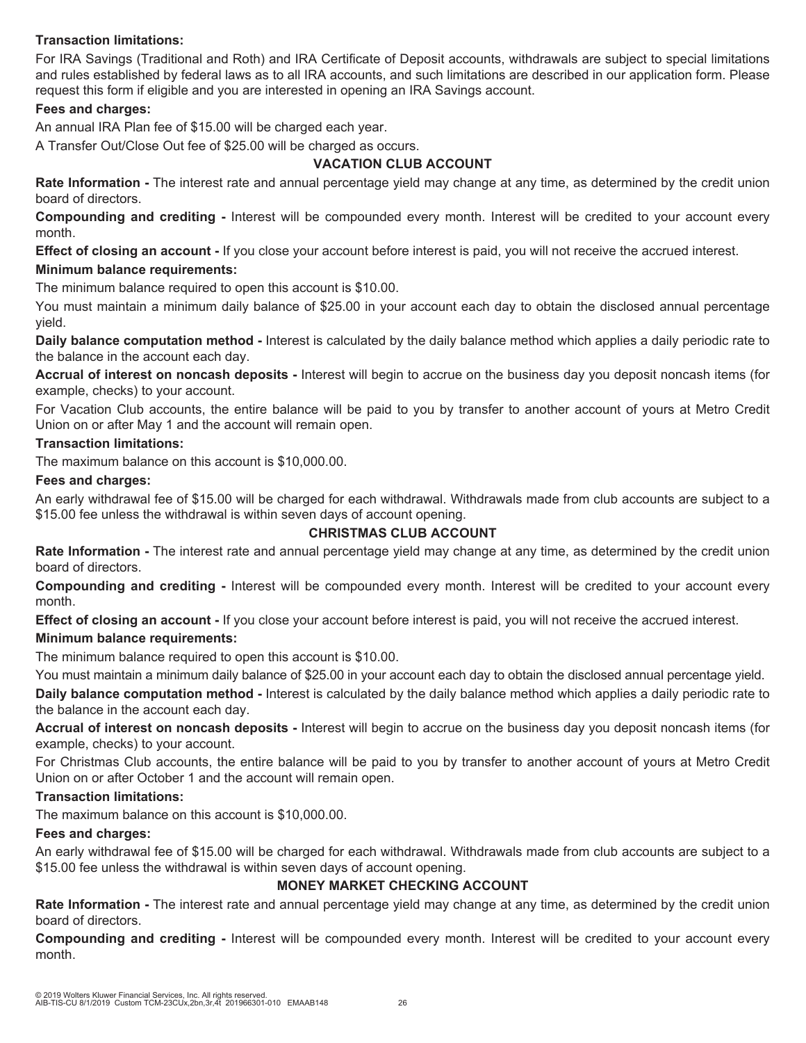**Transaction limitations:**

For IRA Savings (Traditional and Roth) and IRA Certificate of Deposit accounts, withdrawals are subject to special limitations and rules established by federal laws as to all IRA accounts, and such limitations are described in our application form. Please request this form if eligible and you are interested in opening an IRA Savings account.

**Fees and charges:**

An annual IRA Plan fee of $15.00 will be charged each year.

A Transfer Out/Close Out fee of $25.00 will be charged as occurs.

## VACATION CLUB ACCOUNT

**Rate Information -** The interest rate and annual percentage yield may change at any time, as determined by the credit union board of directors.

**Compounding and crediting -** Interest will be compounded every month. Interest will be credited to your account every month.

**Effect of closing an account -** If you close your account before interest is paid, you will not receive the accrued interest.

**Minimum balance requirements:**

The minimum balance required to open this account is $10.00.

You must maintain a minimum daily balance of $25.00 in your account each day to obtain the disclosed annual percentage yield.

**Daily balance computation method -** Interest is calculated by the daily balance method which applies a daily periodic rate to the balance in the account each day.

**Accrual of interest on noncash deposits -** Interest will begin to accrue on the business day you deposit noncash items (for example, checks) to your account.

For Vacation Club accounts, the entire balance will be paid to you by transfer to another account of yours at Metro Credit Union on or after May 1 and the account will remain open.

**Transaction limitations:**

The maximum balance on this account is $10,000.00.

**Fees and charges:**

An early withdrawal fee of $15.00 will be charged for each withdrawal. Withdrawals made from club accounts are subject to a $15.00 fee unless the withdrawal is within seven days of account opening.

## CHRISTMAS CLUB ACCOUNT

**Rate Information -** The interest rate and annual percentage yield may change at any time, as determined by the credit union board of directors.

**Compounding and crediting -** Interest will be compounded every month. Interest will be credited to your account every month.

**Effect of closing an account -** If you close your account before interest is paid, you will not receive the accrued interest.

**Minimum balance requirements:**

The minimum balance required to open this account is $10.00.

You must maintain a minimum daily balance of $25.00 in your account each day to obtain the disclosed annual percentage yield.

**Daily balance computation method -** Interest is calculated by the daily balance method which applies a daily periodic rate to the balance in the account each day.

**Accrual of interest on noncash deposits -** Interest will begin to accrue on the business day you deposit noncash items (for example, checks) to your account.

For Christmas Club accounts, the entire balance will be paid to you by transfer to another account of yours at Metro Credit Union on or after October 1 and the account will remain open.

**Transaction limitations:**

The maximum balance on this account is $10,000.00.

**Fees and charges:**

An early withdrawal fee of $15.00 will be charged for each withdrawal. Withdrawals made from club accounts are subject to a $15.00 fee unless the withdrawal is within seven days of account opening.

## MONEY MARKET CHECKING ACCOUNT

**Rate Information -** The interest rate and annual percentage yield may change at any time, as determined by the credit union board of directors.

**Compounding and crediting -** Interest will be compounded every month. Interest will be credited to your account every month.

© 2019 Wolters Kluwer Financial Services, Inc. All rights reserved.
AIB-TIS-CU 8/1/2019 Custom TCM-23CUx,2bn,3r,4t 201966301-010 EMAAB148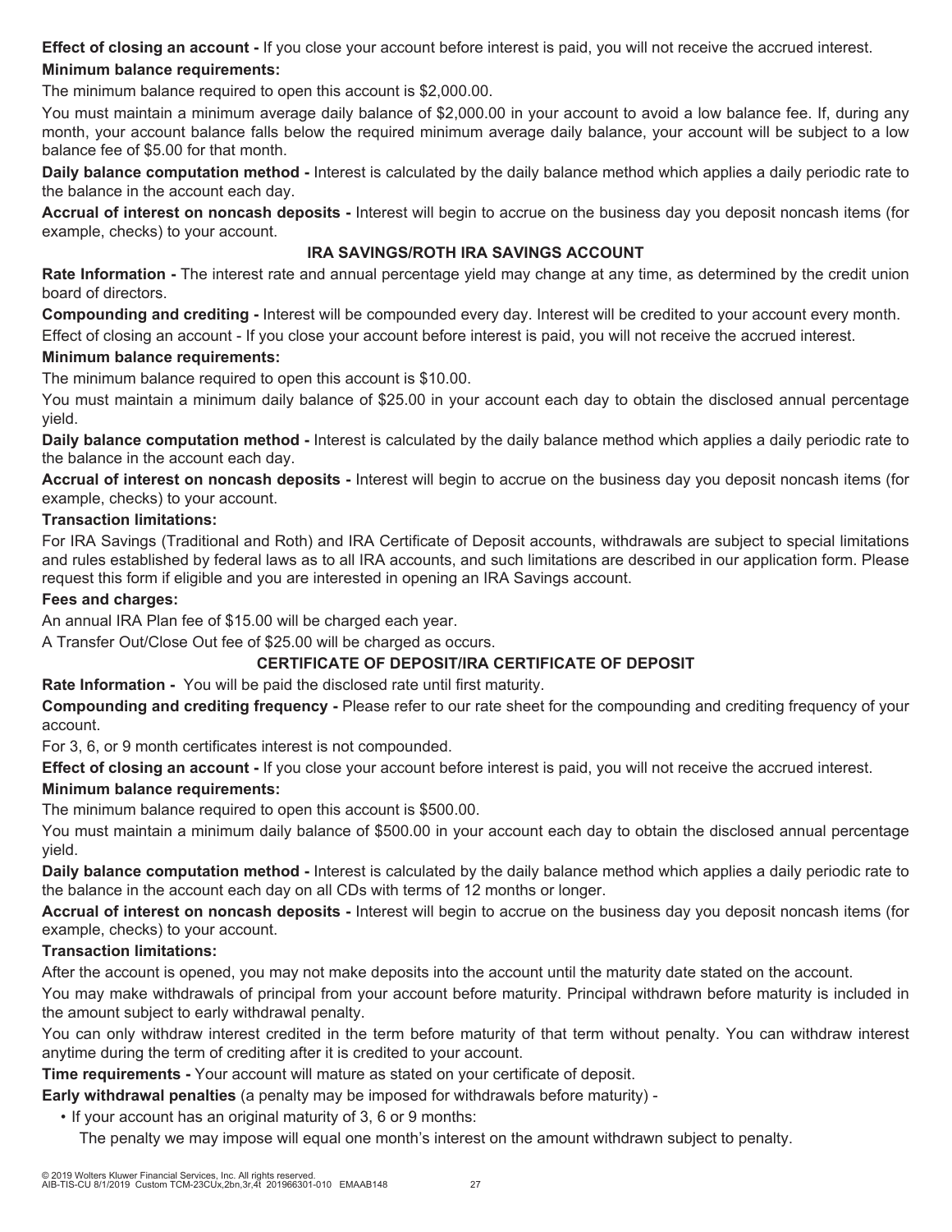**Effect of closing an account -** If you close your account before interest is paid, you will not receive the accrued interest.

**Minimum balance requirements:**

The minimum balance required to open this account is $2,000.00.

You must maintain a minimum average daily balance of $2,000.00 in your account to avoid a low balance fee. If, during any month, your account balance falls below the required minimum average daily balance, your account will be subject to a low balance fee of $5.00 for that month.

**Daily balance computation method -** Interest is calculated by the daily balance method which applies a daily periodic rate to the balance in the account each day.

**Accrual of interest on noncash deposits -** Interest will begin to accrue on the business day you deposit noncash items (for example, checks) to your account.

## IRA SAVINGS/ROTH IRA SAVINGS ACCOUNT

**Rate Information -** The interest rate and annual percentage yield may change at any time, as determined by the credit union board of directors.

**Compounding and crediting -** Interest will be compounded every day. Interest will be credited to your account every month.

Effect of closing an account - If you close your account before interest is paid, you will not receive the accrued interest.

**Minimum balance requirements:**

The minimum balance required to open this account is $10.00.

You must maintain a minimum daily balance of $25.00 in your account each day to obtain the disclosed annual percentage yield.

**Daily balance computation method -** Interest is calculated by the daily balance method which applies a daily periodic rate to the balance in the account each day.

**Accrual of interest on noncash deposits -** Interest will begin to accrue on the business day you deposit noncash items (for example, checks) to your account.

**Transaction limitations:**

For IRA Savings (Traditional and Roth) and IRA Certificate of Deposit accounts, withdrawals are subject to special limitations and rules established by federal laws as to all IRA accounts, and such limitations are described in our application form. Please request this form if eligible and you are interested in opening an IRA Savings account.

**Fees and charges:**

An annual IRA Plan fee of $15.00 will be charged each year.

A Transfer Out/Close Out fee of $25.00 will be charged as occurs.

## CERTIFICATE OF DEPOSIT/IRA CERTIFICATE OF DEPOSIT

**Rate Information -** You will be paid the disclosed rate until first maturity.

**Compounding and crediting frequency -** Please refer to our rate sheet for the compounding and crediting frequency of your account.

For 3, 6, or 9 month certificates interest is not compounded.

**Effect of closing an account -** If you close your account before interest is paid, you will not receive the accrued interest.

**Minimum balance requirements:**

The minimum balance required to open this account is $500.00.

You must maintain a minimum daily balance of $500.00 in your account each day to obtain the disclosed annual percentage yield.

**Daily balance computation method -** Interest is calculated by the daily balance method which applies a daily periodic rate to the balance in the account each day on all CDs with terms of 12 months or longer.

**Accrual of interest on noncash deposits -** Interest will begin to accrue on the business day you deposit noncash items (for example, checks) to your account.

**Transaction limitations:**

After the account is opened, you may not make deposits into the account until the maturity date stated on the account.

You may make withdrawals of principal from your account before maturity. Principal withdrawn before maturity is included in the amount subject to early withdrawal penalty.

You can only withdraw interest credited in the term before maturity of that term without penalty. You can withdraw interest anytime during the term of crediting after it is credited to your account.

**Time requirements -** Your account will mature as stated on your certificate of deposit.

**Early withdrawal penalties** (a penalty may be imposed for withdrawals before maturity) -

- If your account has an original maturity of 3, 6 or 9 months:

  The penalty we may impose will equal one month's interest on the amount withdrawn subject to penalty.

© 2019 Wolters Kluwer Financial Services, Inc. All rights reserved.
AIB-TIS-CU 8/1/2019 Custom TCM-23CUx,2bn,3r,4t 201966301-010 EMAAB148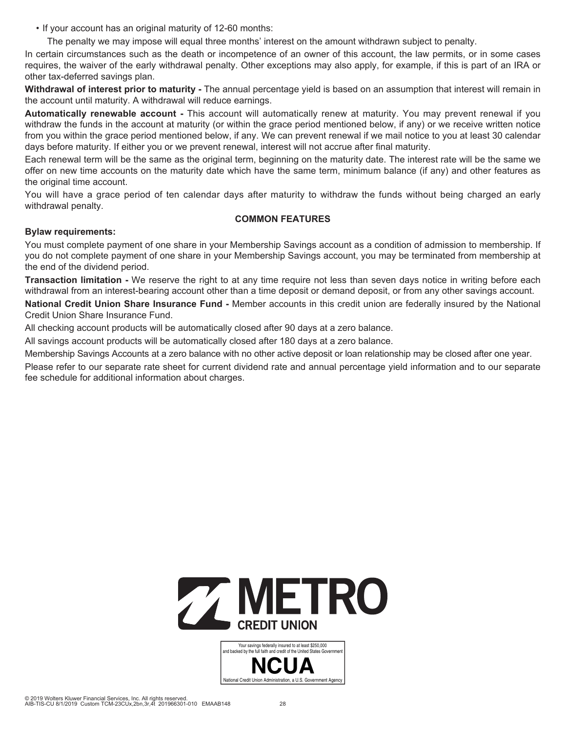- If your account has an original maturity of 12-60 months:

  The penalty we may impose will equal three months' interest on the amount withdrawn subject to penalty.

In certain circumstances such as the death or incompetence of an owner of this account, the law permits, or in some cases requires, the waiver of the early withdrawal penalty. Other exceptions may also apply, for example, if this is part of an IRA or other tax-deferred savings plan.

**Withdrawal of interest prior to maturity -** The annual percentage yield is based on an assumption that interest will remain in the account until maturity. A withdrawal will reduce earnings.

**Automatically renewable account -** This account will automatically renew at maturity. You may prevent renewal if you withdraw the funds in the account at maturity (or within the grace period mentioned below, if any) or we receive written notice from you within the grace period mentioned below, if any. We can prevent renewal if we mail notice to you at least 30 calendar days before maturity. If either you or we prevent renewal, interest will not accrue after final maturity.

Each renewal term will be the same as the original term, beginning on the maturity date. The interest rate will be the same we offer on new time accounts on the maturity date which have the same term, minimum balance (if any) and other features as the original time account.

You will have a grace period of ten calendar days after maturity to withdraw the funds without being charged an early withdrawal penalty.

## COMMON FEATURES

**Bylaw requirements:**

You must complete payment of one share in your Membership Savings account as a condition of admission to membership. If you do not complete payment of one share in your Membership Savings account, you may be terminated from membership at the end of the dividend period.

**Transaction limitation -** We reserve the right to at any time require not less than seven days notice in writing before each withdrawal from an interest-bearing account other than a time deposit or demand deposit, or from any other savings account.

**National Credit Union Share Insurance Fund -** Member accounts in this credit union are federally insured by the National Credit Union Share Insurance Fund.

All checking account products will be automatically closed after 90 days at a zero balance.

All savings account products will be automatically closed after 180 days at a zero balance.

Membership Savings Accounts at a zero balance with no other active deposit or loan relationship may be closed after one year.

Please refer to our separate rate sheet for current dividend rate and annual percentage yield information and to our separate fee schedule for additional information about charges.

METRO CREDIT UNION

Your savings federally insured to at least $250,000 and backed by the full faith and credit of the United States Government

NCUA

National Credit Union Administration, a U.S. Government Agency

© 2019 Wolters Kluwer Financial Services, Inc. All rights reserved.
AIB-TIS-CU 8/1/2019 Custom TCM-23CUx,2bn,3r,4t 201966301-010 EMAAB148